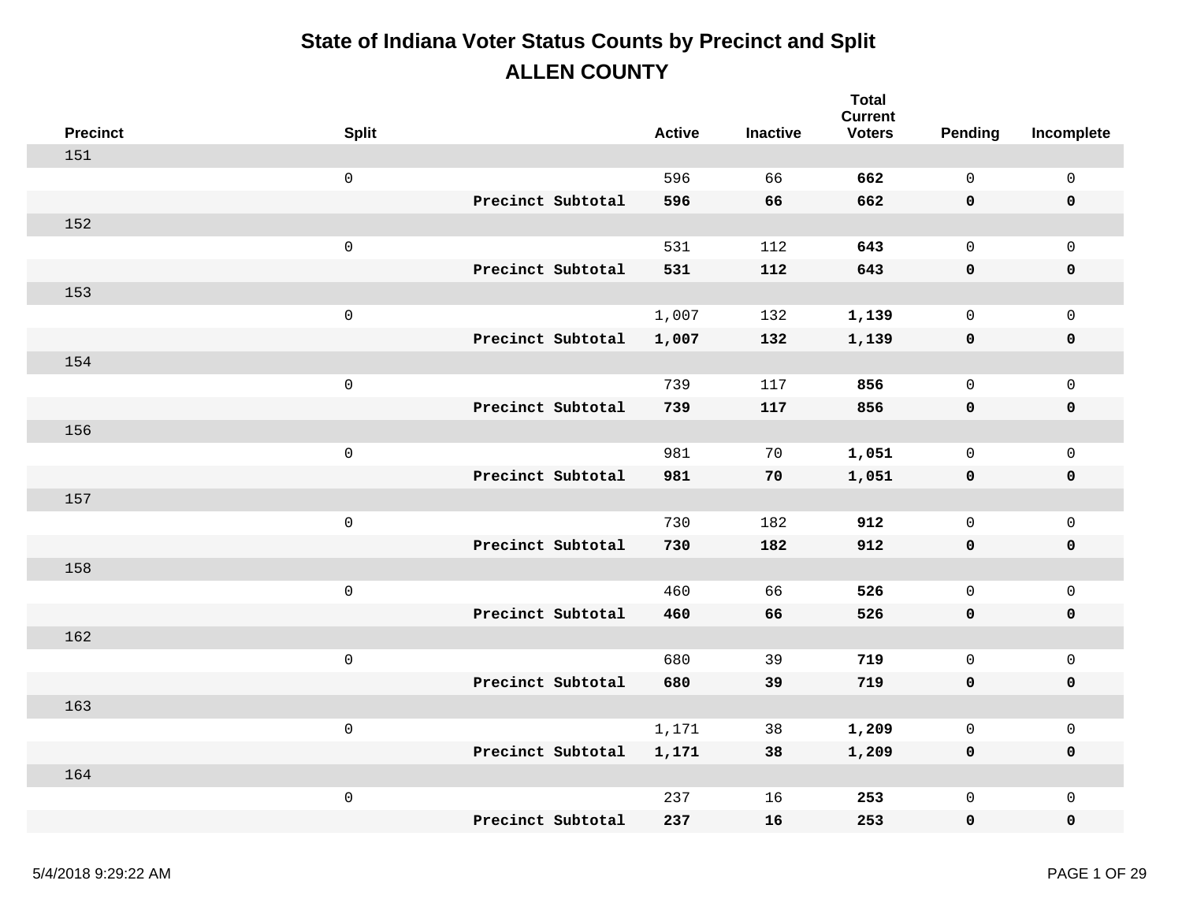# State of Indiana Voter Status Counts by Precinct and Split

## ALLEN COUNTY

| Precinct | Split | | Active | Inactive | Total Current Voters | Pending | Incomplete |
|---|---|---|---|---|---|---|---|
| 151 | | | | | | | |
| | 0 | | 596 | 66 | **662** | 0 | 0 |
| | | **Precinct Subtotal** | **596** | **66** | **662** | **0** | **0** |
| 152 | | | | | | | |
| | 0 | | 531 | 112 | **643** | 0 | 0 |
| | | **Precinct Subtotal** | **531** | **112** | **643** | **0** | **0** |
| 153 | | | | | | | |
| | 0 | | 1,007 | 132 | **1,139** | 0 | 0 |
| | | **Precinct Subtotal** | **1,007** | **132** | **1,139** | **0** | **0** |
| 154 | | | | | | | |
| | 0 | | 739 | 117 | **856** | 0 | 0 |
| | | **Precinct Subtotal** | **739** | **117** | **856** | **0** | **0** |
| 156 | | | | | | | |
| | 0 | | 981 | 70 | **1,051** | 0 | 0 |
| | | **Precinct Subtotal** | **981** | **70** | **1,051** | **0** | **0** |
| 157 | | | | | | | |
| | 0 | | 730 | 182 | **912** | 0 | 0 |
| | | **Precinct Subtotal** | **730** | **182** | **912** | **0** | **0** |
| 158 | | | | | | | |
| | 0 | | 460 | 66 | **526** | 0 | 0 |
| | | **Precinct Subtotal** | **460** | **66** | **526** | **0** | **0** |
| 162 | | | | | | | |
| | 0 | | 680 | 39 | **719** | 0 | 0 |
| | | **Precinct Subtotal** | **680** | **39** | **719** | **0** | **0** |
| 163 | | | | | | | |
| | 0 | | 1,171 | 38 | **1,209** | 0 | 0 |
| | | **Precinct Subtotal** | **1,171** | **38** | **1,209** | **0** | **0** |
| 164 | | | | | | | |
| | 0 | | 237 | 16 | **253** | 0 | 0 |
| | | **Precinct Subtotal** | **237** | **16** | **253** | **0** | **0** |

5/4/2018 9:29:22 AM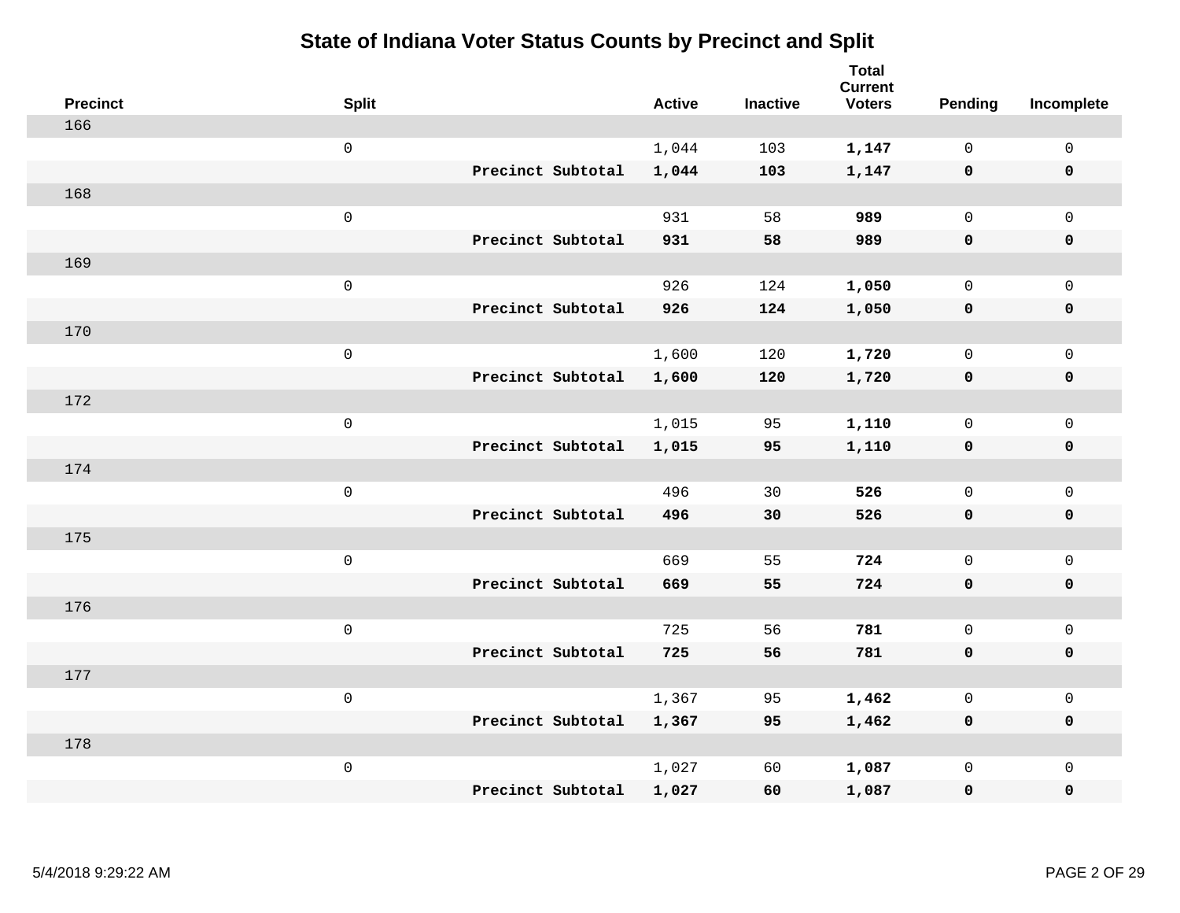# State of Indiana Voter Status Counts by Precinct and Split

| Precinct | Split | | Active | Inactive | Total Current Voters | Pending | Incomplete |
|---|---|---|---|---|---|---|---|
| 166 | | | | | | | |
| | 0 | | 1,044 | 103 | **1,147** | 0 | 0 |
| | | **Precinct Subtotal** | **1,044** | **103** | **1,147** | **0** | **0** |
| 168 | | | | | | | |
| | 0 | | 931 | 58 | **989** | 0 | 0 |
| | | **Precinct Subtotal** | **931** | **58** | **989** | **0** | **0** |
| 169 | | | | | | | |
| | 0 | | 926 | 124 | **1,050** | 0 | 0 |
| | | **Precinct Subtotal** | **926** | **124** | **1,050** | **0** | **0** |
| 170 | | | | | | | |
| | 0 | | 1,600 | 120 | **1,720** | 0 | 0 |
| | | **Precinct Subtotal** | **1,600** | **120** | **1,720** | **0** | **0** |
| 172 | | | | | | | |
| | 0 | | 1,015 | 95 | **1,110** | 0 | 0 |
| | | **Precinct Subtotal** | **1,015** | **95** | **1,110** | **0** | **0** |
| 174 | | | | | | | |
| | 0 | | 496 | 30 | **526** | 0 | 0 |
| | | **Precinct Subtotal** | **496** | **30** | **526** | **0** | **0** |
| 175 | | | | | | | |
| | 0 | | 669 | 55 | **724** | 0 | 0 |
| | | **Precinct Subtotal** | **669** | **55** | **724** | **0** | **0** |
| 176 | | | | | | | |
| | 0 | | 725 | 56 | **781** | 0 | 0 |
| | | **Precinct Subtotal** | **725** | **56** | **781** | **0** | **0** |
| 177 | | | | | | | |
| | 0 | | 1,367 | 95 | **1,462** | 0 | 0 |
| | | **Precinct Subtotal** | **1,367** | **95** | **1,462** | **0** | **0** |
| 178 | | | | | | | |
| | 0 | | 1,027 | 60 | **1,087** | 0 | 0 |
| | | **Precinct Subtotal** | **1,027** | **60** | **1,087** | **0** | **0** |

5/4/2018 9:29:22 AM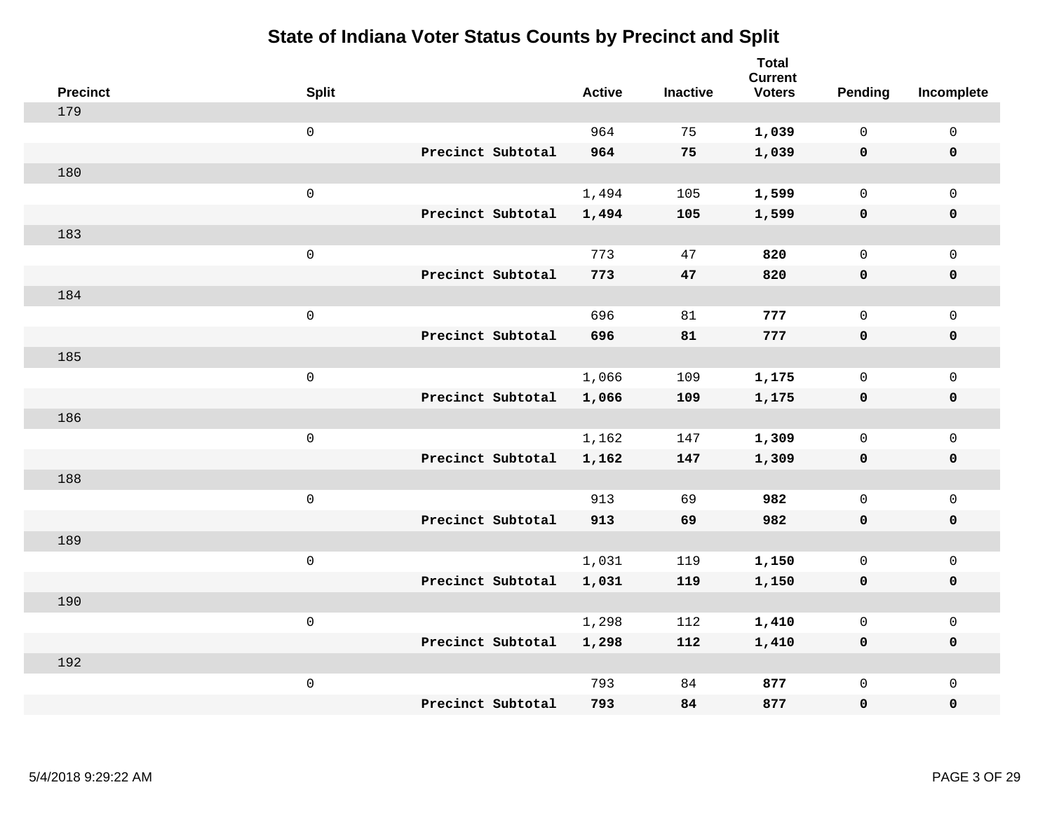# State of Indiana Voter Status Counts by Precinct and Split

| Precinct | Split | | Active | Inactive | Total Current Voters | Pending | Incomplete |
|---|---|---|---|---|---|---|---|
| 179 | | | | | | | |
| | 0 | | 964 | 75 | **1,039** | 0 | 0 |
| | | **Precinct Subtotal** | **964** | **75** | **1,039** | **0** | **0** |
| 180 | | | | | | | |
| | 0 | | 1,494 | 105 | **1,599** | 0 | 0 |
| | | **Precinct Subtotal** | **1,494** | **105** | **1,599** | **0** | **0** |
| 183 | | | | | | | |
| | 0 | | 773 | 47 | **820** | 0 | 0 |
| | | **Precinct Subtotal** | **773** | **47** | **820** | **0** | **0** |
| 184 | | | | | | | |
| | 0 | | 696 | 81 | **777** | 0 | 0 |
| | | **Precinct Subtotal** | **696** | **81** | **777** | **0** | **0** |
| 185 | | | | | | | |
| | 0 | | 1,066 | 109 | **1,175** | 0 | 0 |
| | | **Precinct Subtotal** | **1,066** | **109** | **1,175** | **0** | **0** |
| 186 | | | | | | | |
| | 0 | | 1,162 | 147 | **1,309** | 0 | 0 |
| | | **Precinct Subtotal** | **1,162** | **147** | **1,309** | **0** | **0** |
| 188 | | | | | | | |
| | 0 | | 913 | 69 | **982** | 0 | 0 |
| | | **Precinct Subtotal** | **913** | **69** | **982** | **0** | **0** |
| 189 | | | | | | | |
| | 0 | | 1,031 | 119 | **1,150** | 0 | 0 |
| | | **Precinct Subtotal** | **1,031** | **119** | **1,150** | **0** | **0** |
| 190 | | | | | | | |
| | 0 | | 1,298 | 112 | **1,410** | 0 | 0 |
| | | **Precinct Subtotal** | **1,298** | **112** | **1,410** | **0** | **0** |
| 192 | | | | | | | |
| | 0 | | 793 | 84 | **877** | 0 | 0 |
| | | **Precinct Subtotal** | **793** | **84** | **877** | **0** | **0** |

5/4/2018 9:29:22 AM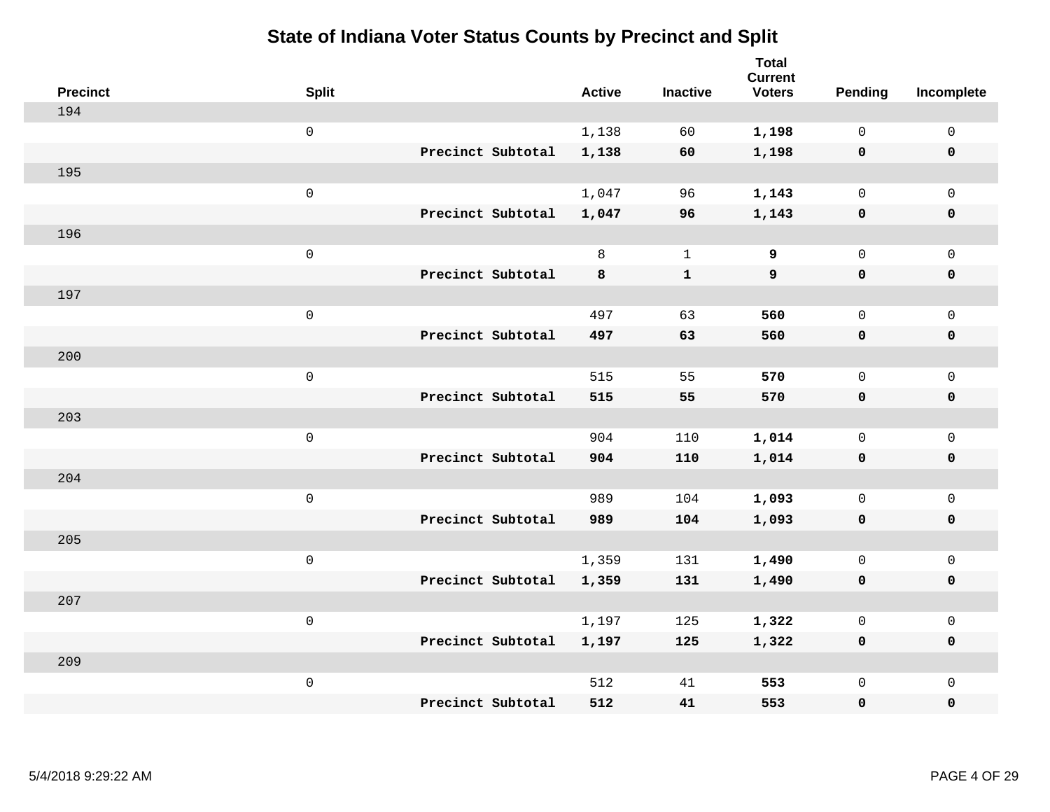# State of Indiana Voter Status Counts by Precinct and Split

| Precinct | Split | | Active | Inactive | Total Current Voters | Pending | Incomplete |
|---|---|---|---|---|---|---|---|
| 194 | | | | | | | |
| | 0 | | 1,138 | 60 | **1,198** | 0 | 0 |
| | | **Precinct Subtotal** | **1,138** | **60** | **1,198** | **0** | **0** |
| 195 | | | | | | | |
| | 0 | | 1,047 | 96 | **1,143** | 0 | 0 |
| | | **Precinct Subtotal** | **1,047** | **96** | **1,143** | **0** | **0** |
| 196 | | | | | | | |
| | 0 | | 8 | 1 | **9** | 0 | 0 |
| | | **Precinct Subtotal** | **8** | **1** | **9** | **0** | **0** |
| 197 | | | | | | | |
| | 0 | | 497 | 63 | **560** | 0 | 0 |
| | | **Precinct Subtotal** | **497** | **63** | **560** | **0** | **0** |
| 200 | | | | | | | |
| | 0 | | 515 | 55 | **570** | 0 | 0 |
| | | **Precinct Subtotal** | **515** | **55** | **570** | **0** | **0** |
| 203 | | | | | | | |
| | 0 | | 904 | 110 | **1,014** | 0 | 0 |
| | | **Precinct Subtotal** | **904** | **110** | **1,014** | **0** | **0** |
| 204 | | | | | | | |
| | 0 | | 989 | 104 | **1,093** | 0 | 0 |
| | | **Precinct Subtotal** | **989** | **104** | **1,093** | **0** | **0** |
| 205 | | | | | | | |
| | 0 | | 1,359 | 131 | **1,490** | 0 | 0 |
| | | **Precinct Subtotal** | **1,359** | **131** | **1,490** | **0** | **0** |
| 207 | | | | | | | |
| | 0 | | 1,197 | 125 | **1,322** | 0 | 0 |
| | | **Precinct Subtotal** | **1,197** | **125** | **1,322** | **0** | **0** |
| 209 | | | | | | | |
| | 0 | | 512 | 41 | **553** | 0 | 0 |
| | | **Precinct Subtotal** | **512** | **41** | **553** | **0** | **0** |

5/4/2018 9:29:22 AM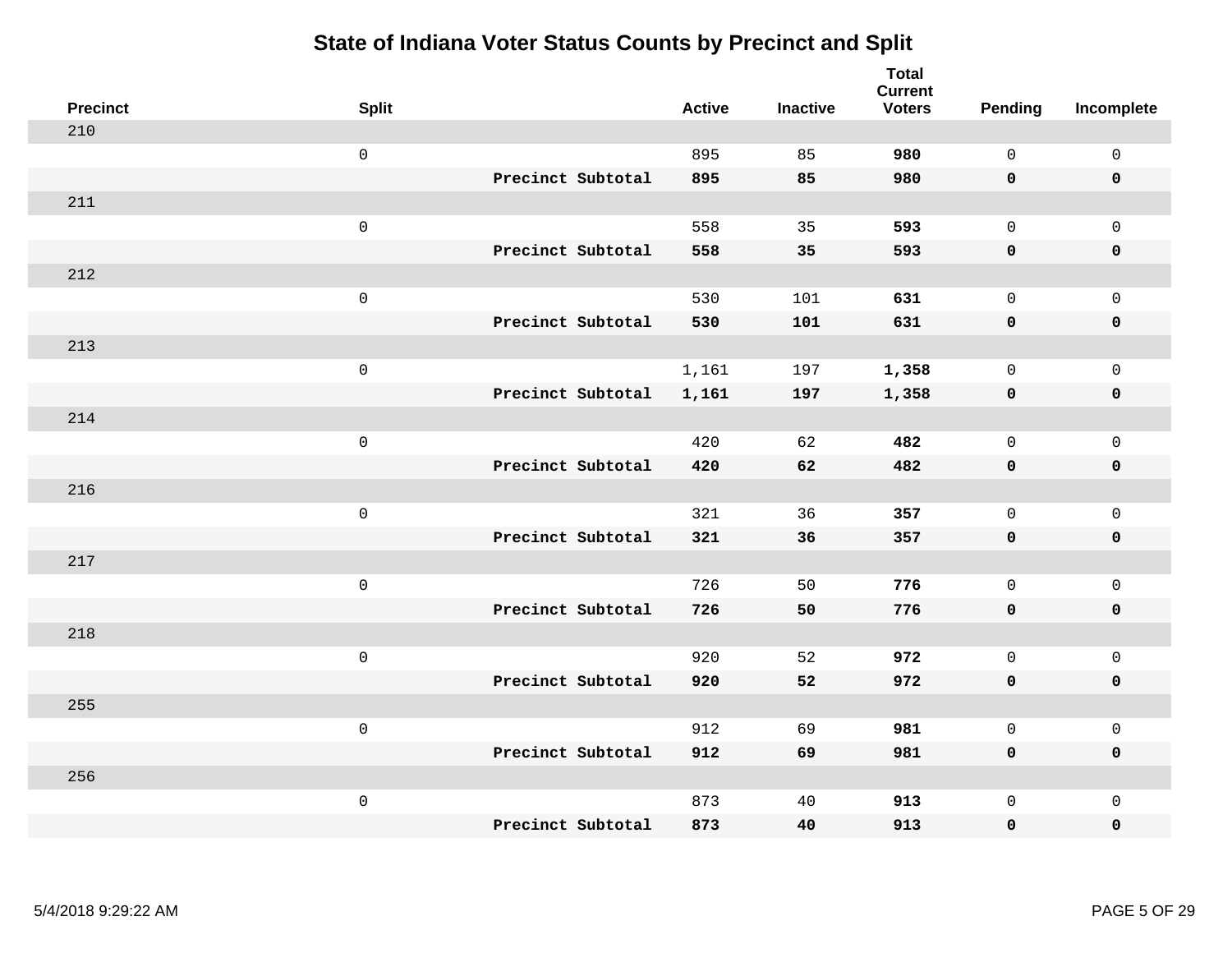# State of Indiana Voter Status Counts by Precinct and Split

| Precinct | Split | | Active | Inactive | Total Current Voters | Pending | Incomplete |
|---|---|---|---|---|---|---|---|
| 210 | | | | | | | |
| | 0 | | 895 | 85 | **980** | 0 | 0 |
| | | **Precinct Subtotal** | **895** | **85** | **980** | **0** | **0** |
| 211 | | | | | | | |
| | 0 | | 558 | 35 | **593** | 0 | 0 |
| | | **Precinct Subtotal** | **558** | **35** | **593** | **0** | **0** |
| 212 | | | | | | | |
| | 0 | | 530 | 101 | **631** | 0 | 0 |
| | | **Precinct Subtotal** | **530** | **101** | **631** | **0** | **0** |
| 213 | | | | | | | |
| | 0 | | 1,161 | 197 | **1,358** | 0 | 0 |
| | | **Precinct Subtotal** | **1,161** | **197** | **1,358** | **0** | **0** |
| 214 | | | | | | | |
| | 0 | | 420 | 62 | **482** | 0 | 0 |
| | | **Precinct Subtotal** | **420** | **62** | **482** | **0** | **0** |
| 216 | | | | | | | |
| | 0 | | 321 | 36 | **357** | 0 | 0 |
| | | **Precinct Subtotal** | **321** | **36** | **357** | **0** | **0** |
| 217 | | | | | | | |
| | 0 | | 726 | 50 | **776** | 0 | 0 |
| | | **Precinct Subtotal** | **726** | **50** | **776** | **0** | **0** |
| 218 | | | | | | | |
| | 0 | | 920 | 52 | **972** | 0 | 0 |
| | | **Precinct Subtotal** | **920** | **52** | **972** | **0** | **0** |
| 255 | | | | | | | |
| | 0 | | 912 | 69 | **981** | 0 | 0 |
| | | **Precinct Subtotal** | **912** | **69** | **981** | **0** | **0** |
| 256 | | | | | | | |
| | 0 | | 873 | 40 | **913** | 0 | 0 |
| | | **Precinct Subtotal** | **873** | **40** | **913** | **0** | **0** |

5/4/2018 9:29:22 AM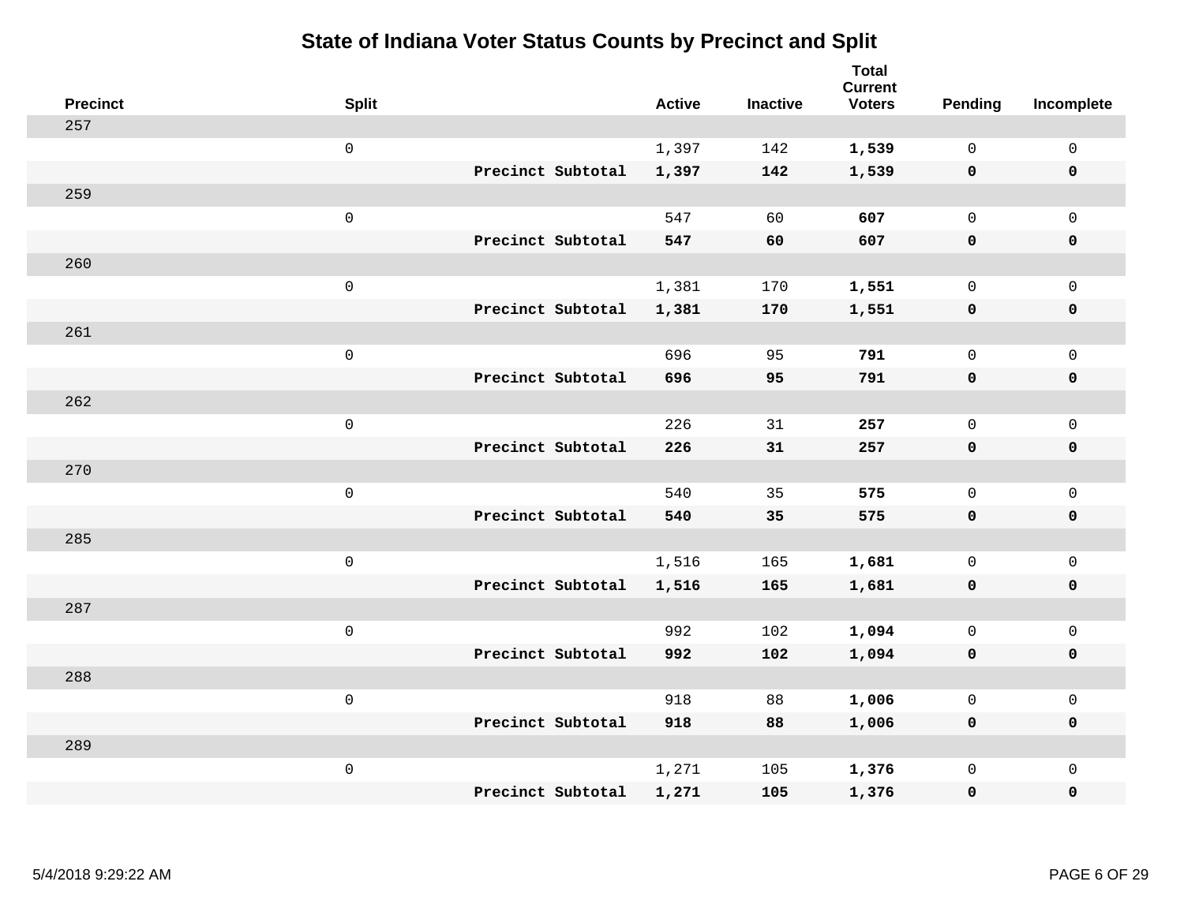# State of Indiana Voter Status Counts by Precinct and Split

| Precinct | Split | | Active | Inactive | Total Current Voters | Pending | Incomplete |
|---|---|---|---|---|---|---|---|
| 257 | | | | | | | |
| | 0 | | 1,397 | 142 | **1,539** | 0 | 0 |
| | | **Precinct Subtotal** | **1,397** | **142** | **1,539** | **0** | **0** |
| 259 | | | | | | | |
| | 0 | | 547 | 60 | **607** | 0 | 0 |
| | | **Precinct Subtotal** | **547** | **60** | **607** | **0** | **0** |
| 260 | | | | | | | |
| | 0 | | 1,381 | 170 | **1,551** | 0 | 0 |
| | | **Precinct Subtotal** | **1,381** | **170** | **1,551** | **0** | **0** |
| 261 | | | | | | | |
| | 0 | | 696 | 95 | **791** | 0 | 0 |
| | | **Precinct Subtotal** | **696** | **95** | **791** | **0** | **0** |
| 262 | | | | | | | |
| | 0 | | 226 | 31 | **257** | 0 | 0 |
| | | **Precinct Subtotal** | **226** | **31** | **257** | **0** | **0** |
| 270 | | | | | | | |
| | 0 | | 540 | 35 | **575** | 0 | 0 |
| | | **Precinct Subtotal** | **540** | **35** | **575** | **0** | **0** |
| 285 | | | | | | | |
| | 0 | | 1,516 | 165 | **1,681** | 0 | 0 |
| | | **Precinct Subtotal** | **1,516** | **165** | **1,681** | **0** | **0** |
| 287 | | | | | | | |
| | 0 | | 992 | 102 | **1,094** | 0 | 0 |
| | | **Precinct Subtotal** | **992** | **102** | **1,094** | **0** | **0** |
| 288 | | | | | | | |
| | 0 | | 918 | 88 | **1,006** | 0 | 0 |
| | | **Precinct Subtotal** | **918** | **88** | **1,006** | **0** | **0** |
| 289 | | | | | | | |
| | 0 | | 1,271 | 105 | **1,376** | 0 | 0 |
| | | **Precinct Subtotal** | **1,271** | **105** | **1,376** | **0** | **0** |

5/4/2018 9:29:22 AM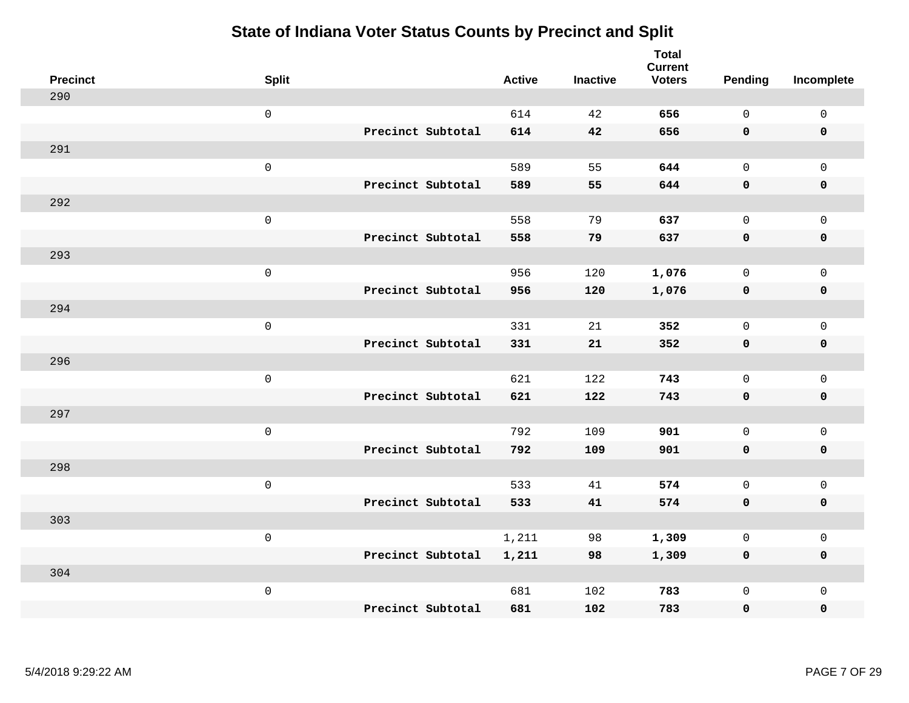# State of Indiana Voter Status Counts by Precinct and Split

| Precinct | Split | | Active | Inactive | Total Current Voters | Pending | Incomplete |
|---|---|---|---|---|---|---|---|
| 290 | | | | | | | |
| | 0 | | 614 | 42 | **656** | 0 | 0 |
| | | **Precinct Subtotal** | **614** | **42** | **656** | **0** | **0** |
| 291 | | | | | | | |
| | 0 | | 589 | 55 | **644** | 0 | 0 |
| | | **Precinct Subtotal** | **589** | **55** | **644** | **0** | **0** |
| 292 | | | | | | | |
| | 0 | | 558 | 79 | **637** | 0 | 0 |
| | | **Precinct Subtotal** | **558** | **79** | **637** | **0** | **0** |
| 293 | | | | | | | |
| | 0 | | 956 | 120 | **1,076** | 0 | 0 |
| | | **Precinct Subtotal** | **956** | **120** | **1,076** | **0** | **0** |
| 294 | | | | | | | |
| | 0 | | 331 | 21 | **352** | 0 | 0 |
| | | **Precinct Subtotal** | **331** | **21** | **352** | **0** | **0** |
| 296 | | | | | | | |
| | 0 | | 621 | 122 | **743** | 0 | 0 |
| | | **Precinct Subtotal** | **621** | **122** | **743** | **0** | **0** |
| 297 | | | | | | | |
| | 0 | | 792 | 109 | **901** | 0 | 0 |
| | | **Precinct Subtotal** | **792** | **109** | **901** | **0** | **0** |
| 298 | | | | | | | |
| | 0 | | 533 | 41 | **574** | 0 | 0 |
| | | **Precinct Subtotal** | **533** | **41** | **574** | **0** | **0** |
| 303 | | | | | | | |
| | 0 | | 1,211 | 98 | **1,309** | 0 | 0 |
| | | **Precinct Subtotal** | **1,211** | **98** | **1,309** | **0** | **0** |
| 304 | | | | | | | |
| | 0 | | 681 | 102 | **783** | 0 | 0 |
| | | **Precinct Subtotal** | **681** | **102** | **783** | **0** | **0** |

5/4/2018 9:29:22 AM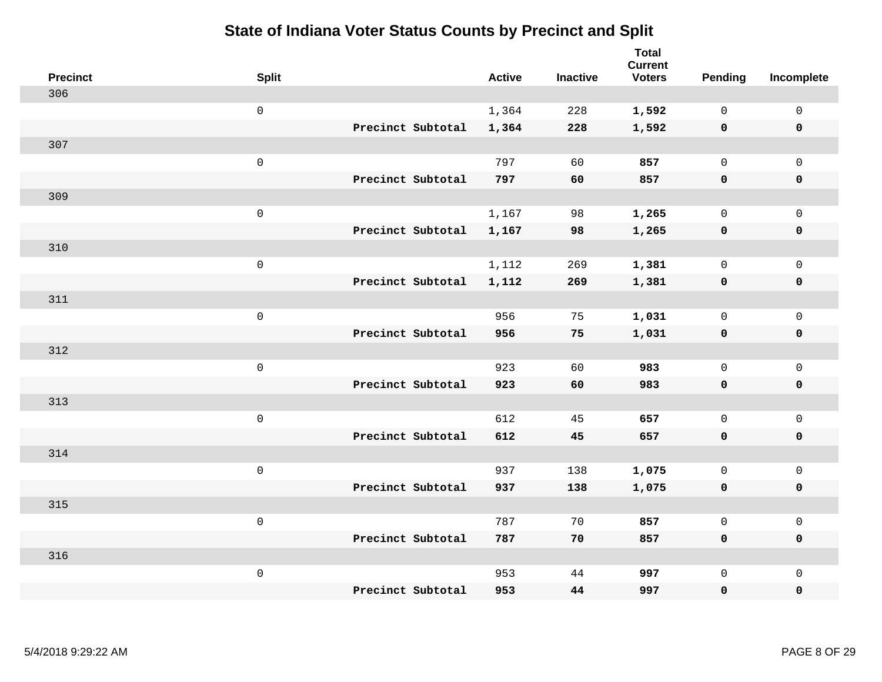# State of Indiana Voter Status Counts by Precinct and Split

| Precinct | Split | | Active | Inactive | Total Current Voters | Pending | Incomplete |
|---|---|---|---|---|---|---|---|
| 306 | | | | | | | |
| | 0 | | 1,364 | 228 | **1,592** | 0 | 0 |
| | | **Precinct Subtotal** | **1,364** | **228** | **1,592** | **0** | **0** |
| 307 | | | | | | | |
| | 0 | | 797 | 60 | **857** | 0 | 0 |
| | | **Precinct Subtotal** | **797** | **60** | **857** | **0** | **0** |
| 309 | | | | | | | |
| | 0 | | 1,167 | 98 | **1,265** | 0 | 0 |
| | | **Precinct Subtotal** | **1,167** | **98** | **1,265** | **0** | **0** |
| 310 | | | | | | | |
| | 0 | | 1,112 | 269 | **1,381** | 0 | 0 |
| | | **Precinct Subtotal** | **1,112** | **269** | **1,381** | **0** | **0** |
| 311 | | | | | | | |
| | 0 | | 956 | 75 | **1,031** | 0 | 0 |
| | | **Precinct Subtotal** | **956** | **75** | **1,031** | **0** | **0** |
| 312 | | | | | | | |
| | 0 | | 923 | 60 | **983** | 0 | 0 |
| | | **Precinct Subtotal** | **923** | **60** | **983** | **0** | **0** |
| 313 | | | | | | | |
| | 0 | | 612 | 45 | **657** | 0 | 0 |
| | | **Precinct Subtotal** | **612** | **45** | **657** | **0** | **0** |
| 314 | | | | | | | |
| | 0 | | 937 | 138 | **1,075** | 0 | 0 |
| | | **Precinct Subtotal** | **937** | **138** | **1,075** | **0** | **0** |
| 315 | | | | | | | |
| | 0 | | 787 | 70 | **857** | 0 | 0 |
| | | **Precinct Subtotal** | **787** | **70** | **857** | **0** | **0** |
| 316 | | | | | | | |
| | 0 | | 953 | 44 | **997** | 0 | 0 |
| | | **Precinct Subtotal** | **953** | **44** | **997** | **0** | **0** |

5/4/2018 9:29:22 AM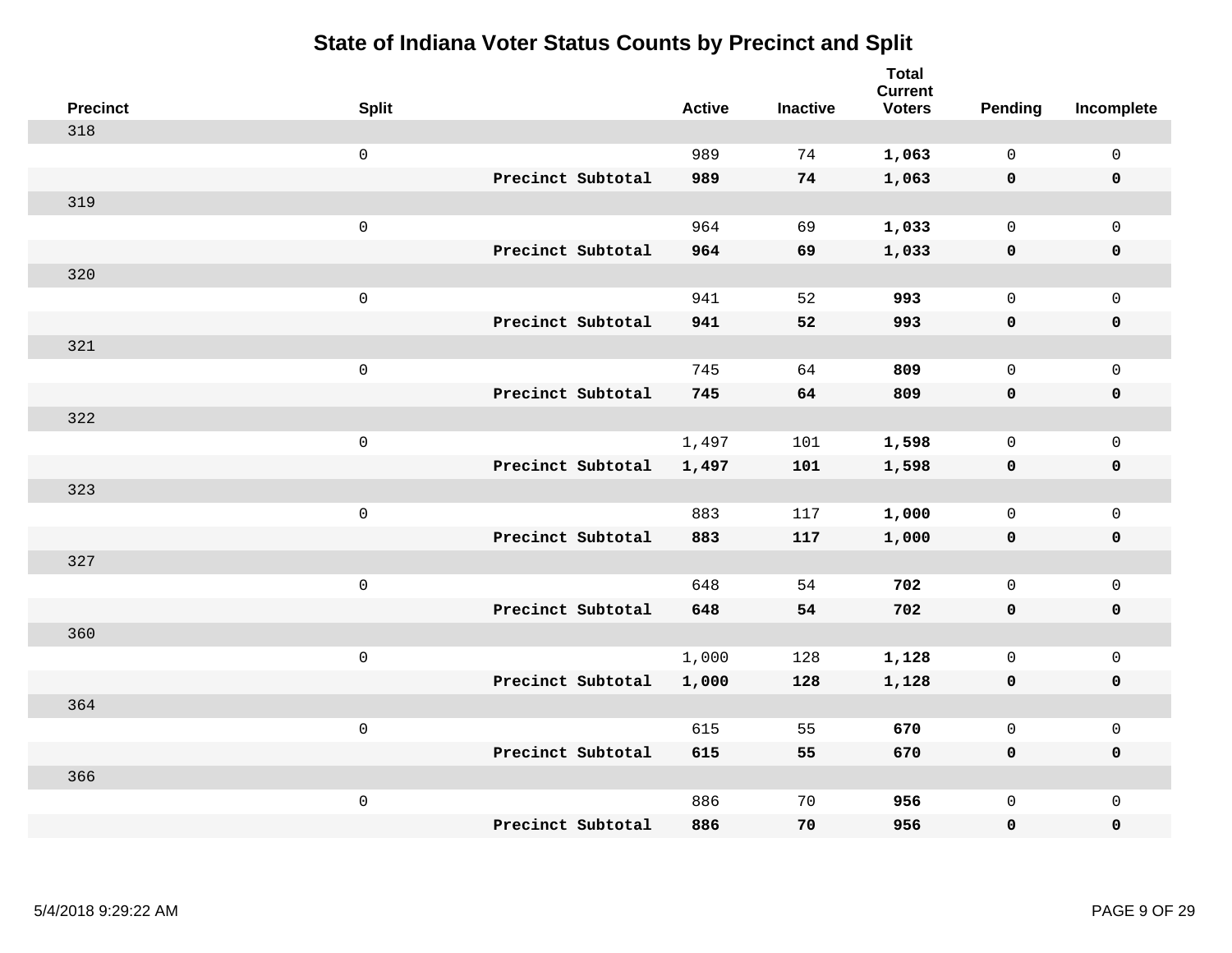# State of Indiana Voter Status Counts by Precinct and Split

| Precinct | Split | | Active | Inactive | Total Current Voters | Pending | Incomplete |
|---|---|---|---|---|---|---|---|
| 318 | | | | | | | |
| | 0 | | 989 | 74 | **1,063** | 0 | 0 |
| | | **Precinct Subtotal** | **989** | **74** | **1,063** | **0** | **0** |
| 319 | | | | | | | |
| | 0 | | 964 | 69 | **1,033** | 0 | 0 |
| | | **Precinct Subtotal** | **964** | **69** | **1,033** | **0** | **0** |
| 320 | | | | | | | |
| | 0 | | 941 | 52 | **993** | 0 | 0 |
| | | **Precinct Subtotal** | **941** | **52** | **993** | **0** | **0** |
| 321 | | | | | | | |
| | 0 | | 745 | 64 | **809** | 0 | 0 |
| | | **Precinct Subtotal** | **745** | **64** | **809** | **0** | **0** |
| 322 | | | | | | | |
| | 0 | | 1,497 | 101 | **1,598** | 0 | 0 |
| | | **Precinct Subtotal** | **1,497** | **101** | **1,598** | **0** | **0** |
| 323 | | | | | | | |
| | 0 | | 883 | 117 | **1,000** | 0 | 0 |
| | | **Precinct Subtotal** | **883** | **117** | **1,000** | **0** | **0** |
| 327 | | | | | | | |
| | 0 | | 648 | 54 | **702** | 0 | 0 |
| | | **Precinct Subtotal** | **648** | **54** | **702** | **0** | **0** |
| 360 | | | | | | | |
| | 0 | | 1,000 | 128 | **1,128** | 0 | 0 |
| | | **Precinct Subtotal** | **1,000** | **128** | **1,128** | **0** | **0** |
| 364 | | | | | | | |
| | 0 | | 615 | 55 | **670** | 0 | 0 |
| | | **Precinct Subtotal** | **615** | **55** | **670** | **0** | **0** |
| 366 | | | | | | | |
| | 0 | | 886 | 70 | **956** | 0 | 0 |
| | | **Precinct Subtotal** | **886** | **70** | **956** | **0** | **0** |

5/4/2018 9:29:22 AM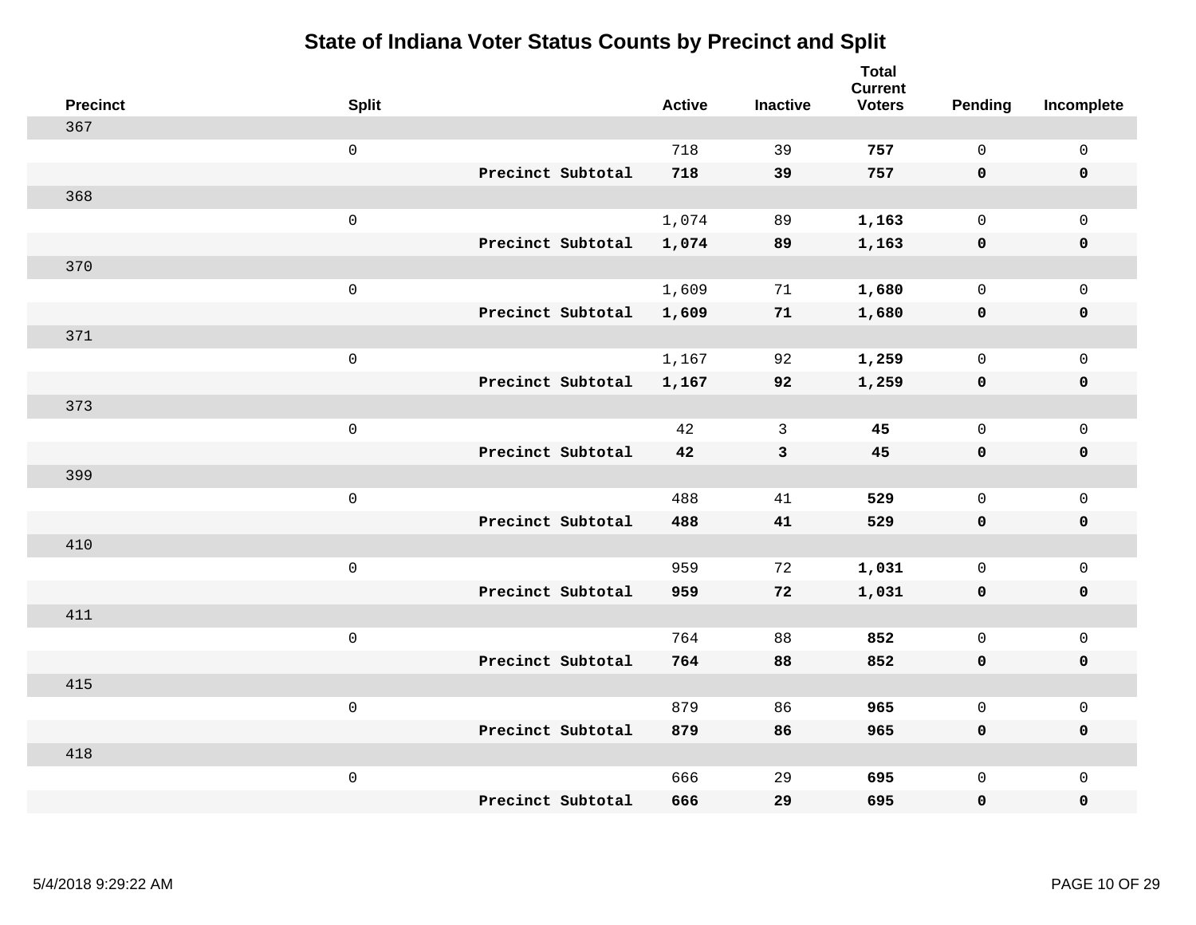# State of Indiana Voter Status Counts by Precinct and Split

| Precinct | Split | | Active | Inactive | Total Current Voters | Pending | Incomplete |
|---|---|---|---|---|---|---|---|
| 367 | | | | | | | |
| | 0 | | 718 | 39 | **757** | 0 | 0 |
| | | **Precinct Subtotal** | **718** | **39** | **757** | **0** | **0** |
| 368 | | | | | | | |
| | 0 | | 1,074 | 89 | **1,163** | 0 | 0 |
| | | **Precinct Subtotal** | **1,074** | **89** | **1,163** | **0** | **0** |
| 370 | | | | | | | |
| | 0 | | 1,609 | 71 | **1,680** | 0 | 0 |
| | | **Precinct Subtotal** | **1,609** | **71** | **1,680** | **0** | **0** |
| 371 | | | | | | | |
| | 0 | | 1,167 | 92 | **1,259** | 0 | 0 |
| | | **Precinct Subtotal** | **1,167** | **92** | **1,259** | **0** | **0** |
| 373 | | | | | | | |
| | 0 | | 42 | 3 | **45** | 0 | 0 |
| | | **Precinct Subtotal** | **42** | **3** | **45** | **0** | **0** |
| 399 | | | | | | | |
| | 0 | | 488 | 41 | **529** | 0 | 0 |
| | | **Precinct Subtotal** | **488** | **41** | **529** | **0** | **0** |
| 410 | | | | | | | |
| | 0 | | 959 | 72 | **1,031** | 0 | 0 |
| | | **Precinct Subtotal** | **959** | **72** | **1,031** | **0** | **0** |
| 411 | | | | | | | |
| | 0 | | 764 | 88 | **852** | 0 | 0 |
| | | **Precinct Subtotal** | **764** | **88** | **852** | **0** | **0** |
| 415 | | | | | | | |
| | 0 | | 879 | 86 | **965** | 0 | 0 |
| | | **Precinct Subtotal** | **879** | **86** | **965** | **0** | **0** |
| 418 | | | | | | | |
| | 0 | | 666 | 29 | **695** | 0 | 0 |
| | | **Precinct Subtotal** | **666** | **29** | **695** | **0** | **0** |

5/4/2018 9:29:22 AM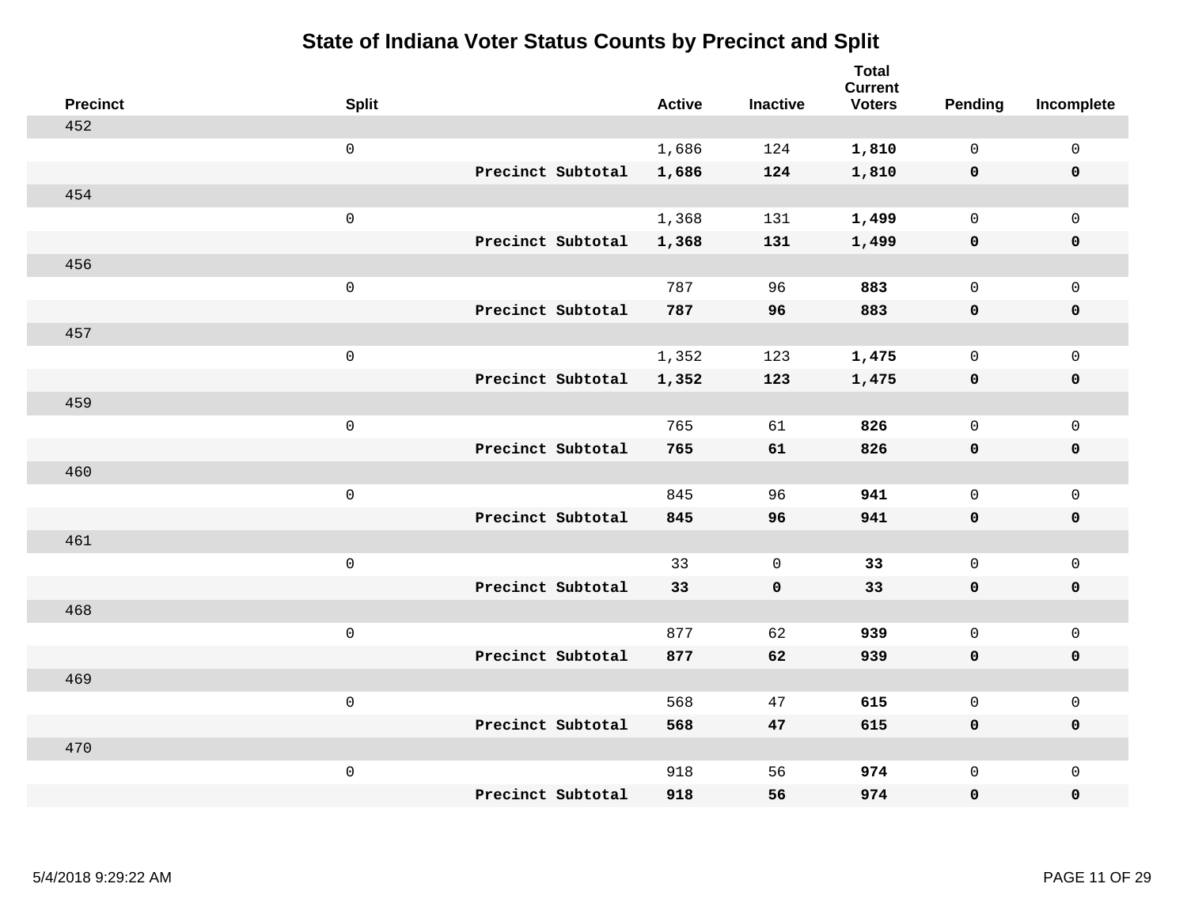# State of Indiana Voter Status Counts by Precinct and Split

| Precinct | Split | | Active | Inactive | Total Current Voters | Pending | Incomplete |
|---|---|---|---|---|---|---|---|
| 452 | | | | | | | |
| | 0 | | 1,686 | 124 | **1,810** | 0 | 0 |
| | | **Precinct Subtotal** | **1,686** | **124** | **1,810** | **0** | **0** |
| 454 | | | | | | | |
| | 0 | | 1,368 | 131 | **1,499** | 0 | 0 |
| | | **Precinct Subtotal** | **1,368** | **131** | **1,499** | **0** | **0** |
| 456 | | | | | | | |
| | 0 | | 787 | 96 | **883** | 0 | 0 |
| | | **Precinct Subtotal** | **787** | **96** | **883** | **0** | **0** |
| 457 | | | | | | | |
| | 0 | | 1,352 | 123 | **1,475** | 0 | 0 |
| | | **Precinct Subtotal** | **1,352** | **123** | **1,475** | **0** | **0** |
| 459 | | | | | | | |
| | 0 | | 765 | 61 | **826** | 0 | 0 |
| | | **Precinct Subtotal** | **765** | **61** | **826** | **0** | **0** |
| 460 | | | | | | | |
| | 0 | | 845 | 96 | **941** | 0 | 0 |
| | | **Precinct Subtotal** | **845** | **96** | **941** | **0** | **0** |
| 461 | | | | | | | |
| | 0 | | 33 | 0 | **33** | 0 | 0 |
| | | **Precinct Subtotal** | **33** | **0** | **33** | **0** | **0** |
| 468 | | | | | | | |
| | 0 | | 877 | 62 | **939** | 0 | 0 |
| | | **Precinct Subtotal** | **877** | **62** | **939** | **0** | **0** |
| 469 | | | | | | | |
| | 0 | | 568 | 47 | **615** | 0 | 0 |
| | | **Precinct Subtotal** | **568** | **47** | **615** | **0** | **0** |
| 470 | | | | | | | |
| | 0 | | 918 | 56 | **974** | 0 | 0 |
| | | **Precinct Subtotal** | **918** | **56** | **974** | **0** | **0** |

5/4/2018 9:29:22 AM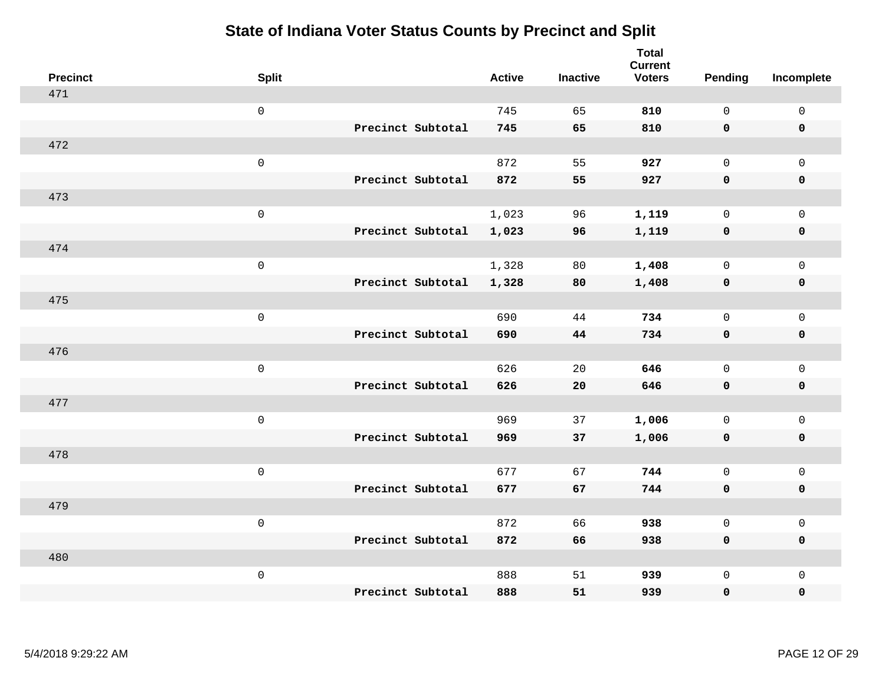# State of Indiana Voter Status Counts by Precinct and Split

| Precinct | Split | | Active | Inactive | Total Current Voters | Pending | Incomplete |
|---|---|---|---|---|---|---|---|
| 471 | | | | | | | |
| | 0 | | 745 | 65 | **810** | 0 | 0 |
| | | **Precinct Subtotal** | **745** | **65** | **810** | **0** | **0** |
| 472 | | | | | | | |
| | 0 | | 872 | 55 | **927** | 0 | 0 |
| | | **Precinct Subtotal** | **872** | **55** | **927** | **0** | **0** |
| 473 | | | | | | | |
| | 0 | | 1,023 | 96 | **1,119** | 0 | 0 |
| | | **Precinct Subtotal** | **1,023** | **96** | **1,119** | **0** | **0** |
| 474 | | | | | | | |
| | 0 | | 1,328 | 80 | **1,408** | 0 | 0 |
| | | **Precinct Subtotal** | **1,328** | **80** | **1,408** | **0** | **0** |
| 475 | | | | | | | |
| | 0 | | 690 | 44 | **734** | 0 | 0 |
| | | **Precinct Subtotal** | **690** | **44** | **734** | **0** | **0** |
| 476 | | | | | | | |
| | 0 | | 626 | 20 | **646** | 0 | 0 |
| | | **Precinct Subtotal** | **626** | **20** | **646** | **0** | **0** |
| 477 | | | | | | | |
| | 0 | | 969 | 37 | **1,006** | 0 | 0 |
| | | **Precinct Subtotal** | **969** | **37** | **1,006** | **0** | **0** |
| 478 | | | | | | | |
| | 0 | | 677 | 67 | **744** | 0 | 0 |
| | | **Precinct Subtotal** | **677** | **67** | **744** | **0** | **0** |
| 479 | | | | | | | |
| | 0 | | 872 | 66 | **938** | 0 | 0 |
| | | **Precinct Subtotal** | **872** | **66** | **938** | **0** | **0** |
| 480 | | | | | | | |
| | 0 | | 888 | 51 | **939** | 0 | 0 |
| | | **Precinct Subtotal** | **888** | **51** | **939** | **0** | **0** |

5/4/2018 9:29:22 AM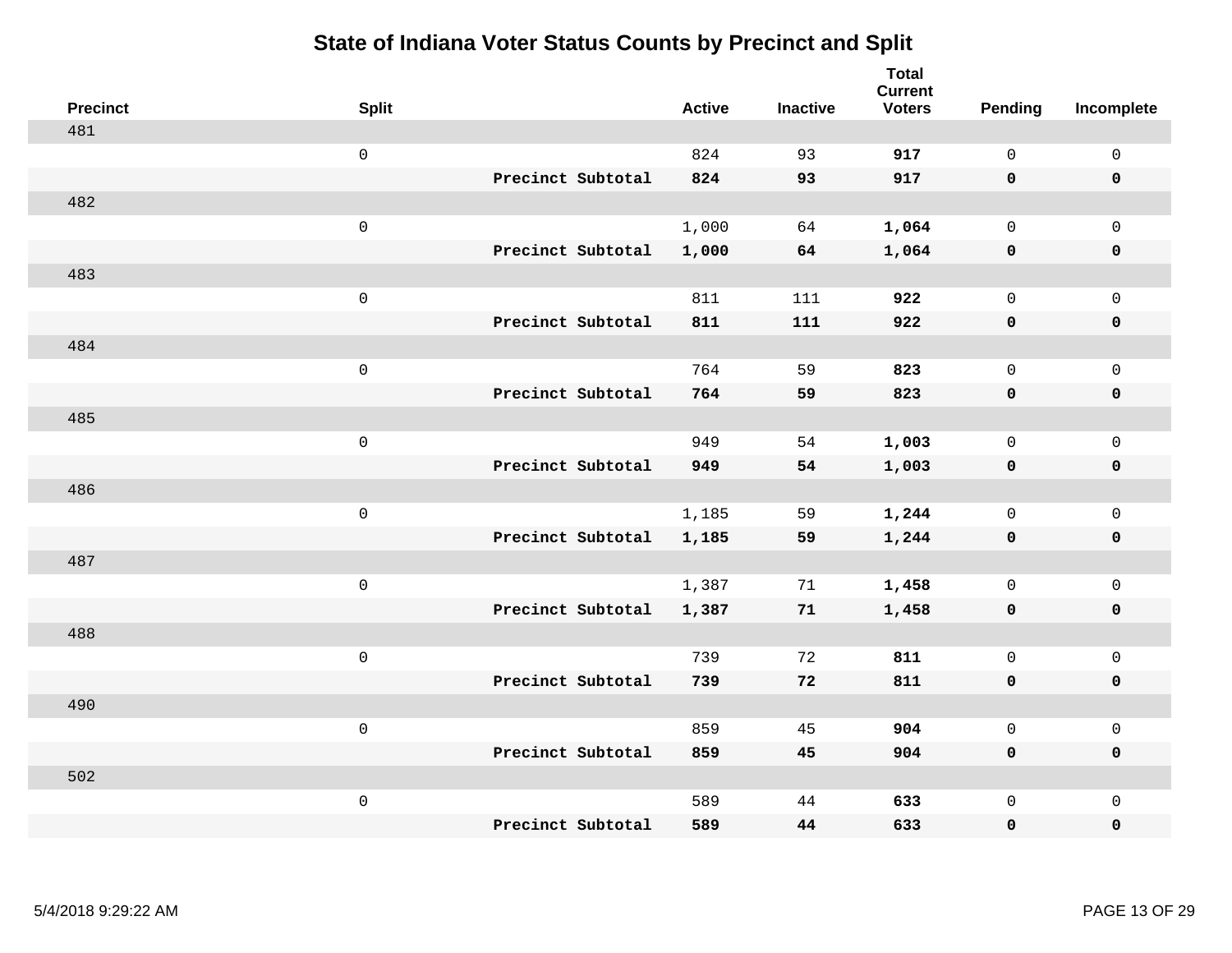# State of Indiana Voter Status Counts by Precinct and Split

| Precinct | Split | | Active | Inactive | Total Current Voters | Pending | Incomplete |
|---|---|---|---|---|---|---|---|
| 481 | | | | | | | |
| | 0 | | 824 | 93 | **917** | 0 | 0 |
| | | **Precinct Subtotal** | **824** | **93** | **917** | **0** | **0** |
| 482 | | | | | | | |
| | 0 | | 1,000 | 64 | **1,064** | 0 | 0 |
| | | **Precinct Subtotal** | **1,000** | **64** | **1,064** | **0** | **0** |
| 483 | | | | | | | |
| | 0 | | 811 | 111 | **922** | 0 | 0 |
| | | **Precinct Subtotal** | **811** | **111** | **922** | **0** | **0** |
| 484 | | | | | | | |
| | 0 | | 764 | 59 | **823** | 0 | 0 |
| | | **Precinct Subtotal** | **764** | **59** | **823** | **0** | **0** |
| 485 | | | | | | | |
| | 0 | | 949 | 54 | **1,003** | 0 | 0 |
| | | **Precinct Subtotal** | **949** | **54** | **1,003** | **0** | **0** |
| 486 | | | | | | | |
| | 0 | | 1,185 | 59 | **1,244** | 0 | 0 |
| | | **Precinct Subtotal** | **1,185** | **59** | **1,244** | **0** | **0** |
| 487 | | | | | | | |
| | 0 | | 1,387 | 71 | **1,458** | 0 | 0 |
| | | **Precinct Subtotal** | **1,387** | **71** | **1,458** | **0** | **0** |
| 488 | | | | | | | |
| | 0 | | 739 | 72 | **811** | 0 | 0 |
| | | **Precinct Subtotal** | **739** | **72** | **811** | **0** | **0** |
| 490 | | | | | | | |
| | 0 | | 859 | 45 | **904** | 0 | 0 |
| | | **Precinct Subtotal** | **859** | **45** | **904** | **0** | **0** |
| 502 | | | | | | | |
| | 0 | | 589 | 44 | **633** | 0 | 0 |
| | | **Precinct Subtotal** | **589** | **44** | **633** | **0** | **0** |

5/4/2018 9:29:22 AM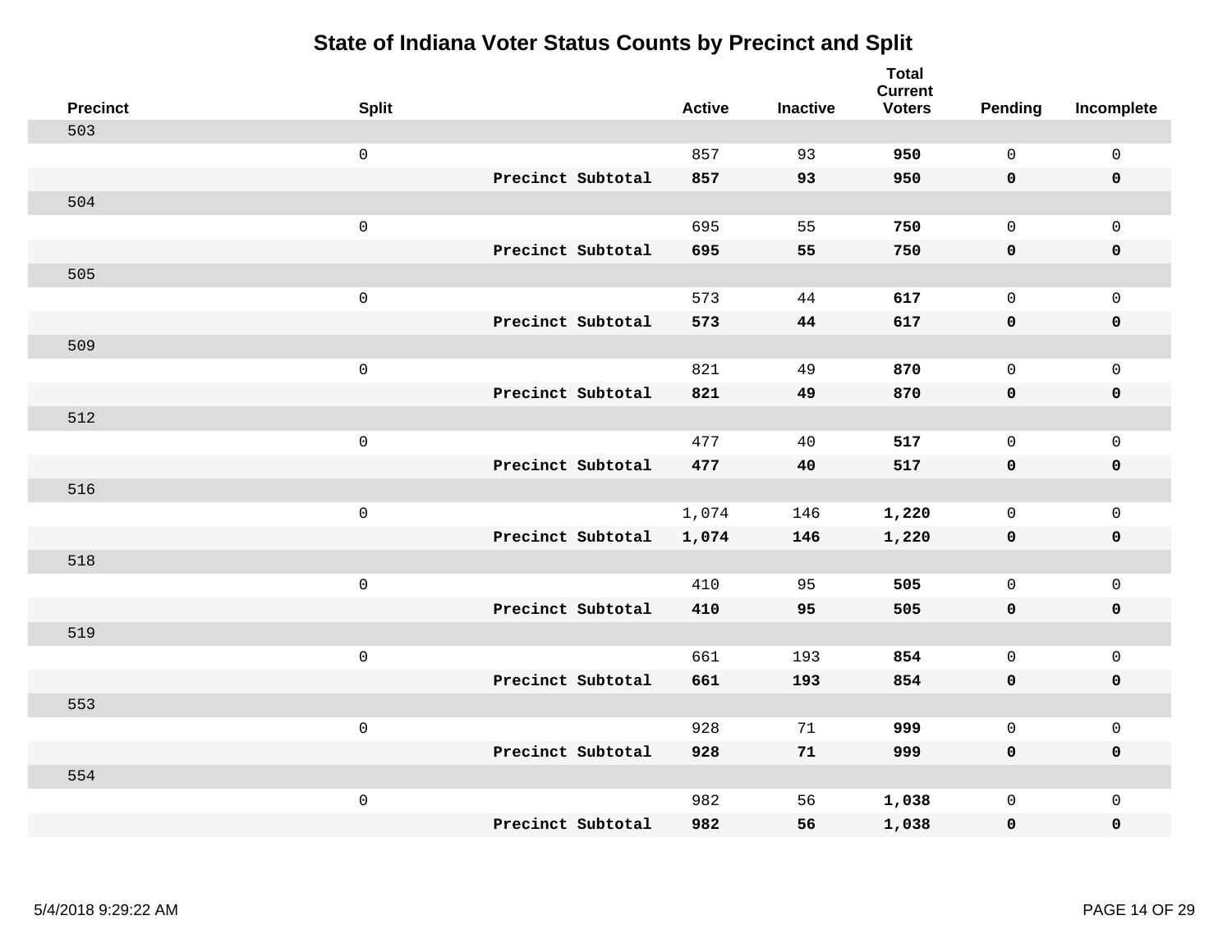# State of Indiana Voter Status Counts by Precinct and Split

| Precinct | Split | | Active | Inactive | Total Current Voters | Pending | Incomplete |
|---|---|---|---|---|---|---|---|
| 503 | | | | | | | |
| | 0 | | 857 | 93 | **950** | 0 | 0 |
| | | **Precinct Subtotal** | **857** | **93** | **950** | **0** | **0** |
| 504 | | | | | | | |
| | 0 | | 695 | 55 | **750** | 0 | 0 |
| | | **Precinct Subtotal** | **695** | **55** | **750** | **0** | **0** |
| 505 | | | | | | | |
| | 0 | | 573 | 44 | **617** | 0 | 0 |
| | | **Precinct Subtotal** | **573** | **44** | **617** | **0** | **0** |
| 509 | | | | | | | |
| | 0 | | 821 | 49 | **870** | 0 | 0 |
| | | **Precinct Subtotal** | **821** | **49** | **870** | **0** | **0** |
| 512 | | | | | | | |
| | 0 | | 477 | 40 | **517** | 0 | 0 |
| | | **Precinct Subtotal** | **477** | **40** | **517** | **0** | **0** |
| 516 | | | | | | | |
| | 0 | | 1,074 | 146 | **1,220** | 0 | 0 |
| | | **Precinct Subtotal** | **1,074** | **146** | **1,220** | **0** | **0** |
| 518 | | | | | | | |
| | 0 | | 410 | 95 | **505** | 0 | 0 |
| | | **Precinct Subtotal** | **410** | **95** | **505** | **0** | **0** |
| 519 | | | | | | | |
| | 0 | | 661 | 193 | **854** | 0 | 0 |
| | | **Precinct Subtotal** | **661** | **193** | **854** | **0** | **0** |
| 553 | | | | | | | |
| | 0 | | 928 | 71 | **999** | 0 | 0 |
| | | **Precinct Subtotal** | **928** | **71** | **999** | **0** | **0** |
| 554 | | | | | | | |
| | 0 | | 982 | 56 | **1,038** | 0 | 0 |
| | | **Precinct Subtotal** | **982** | **56** | **1,038** | **0** | **0** |

5/4/2018 9:29:22 AM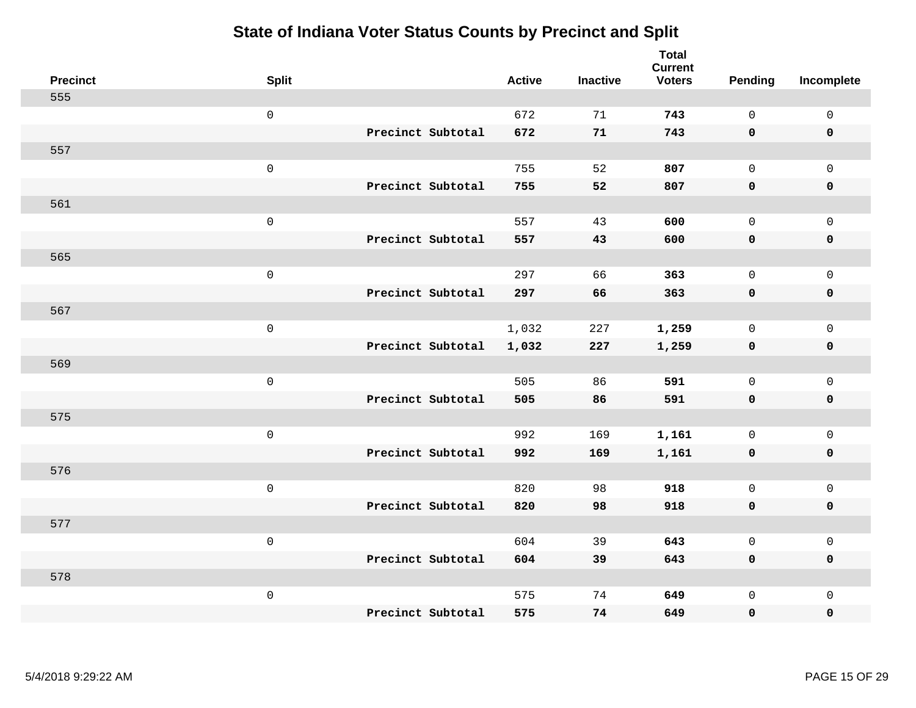# State of Indiana Voter Status Counts by Precinct and Split

| Precinct | Split | | Active | Inactive | Total Current Voters | Pending | Incomplete |
|---|---|---|---|---|---|---|---|
| 555 | | | | | | | |
| | 0 | | 672 | 71 | **743** | 0 | 0 |
| | | **Precinct Subtotal** | **672** | **71** | **743** | **0** | **0** |
| 557 | | | | | | | |
| | 0 | | 755 | 52 | **807** | 0 | 0 |
| | | **Precinct Subtotal** | **755** | **52** | **807** | **0** | **0** |
| 561 | | | | | | | |
| | 0 | | 557 | 43 | **600** | 0 | 0 |
| | | **Precinct Subtotal** | **557** | **43** | **600** | **0** | **0** |
| 565 | | | | | | | |
| | 0 | | 297 | 66 | **363** | 0 | 0 |
| | | **Precinct Subtotal** | **297** | **66** | **363** | **0** | **0** |
| 567 | | | | | | | |
| | 0 | | 1,032 | 227 | **1,259** | 0 | 0 |
| | | **Precinct Subtotal** | **1,032** | **227** | **1,259** | **0** | **0** |
| 569 | | | | | | | |
| | 0 | | 505 | 86 | **591** | 0 | 0 |
| | | **Precinct Subtotal** | **505** | **86** | **591** | **0** | **0** |
| 575 | | | | | | | |
| | 0 | | 992 | 169 | **1,161** | 0 | 0 |
| | | **Precinct Subtotal** | **992** | **169** | **1,161** | **0** | **0** |
| 576 | | | | | | | |
| | 0 | | 820 | 98 | **918** | 0 | 0 |
| | | **Precinct Subtotal** | **820** | **98** | **918** | **0** | **0** |
| 577 | | | | | | | |
| | 0 | | 604 | 39 | **643** | 0 | 0 |
| | | **Precinct Subtotal** | **604** | **39** | **643** | **0** | **0** |
| 578 | | | | | | | |
| | 0 | | 575 | 74 | **649** | 0 | 0 |
| | | **Precinct Subtotal** | **575** | **74** | **649** | **0** | **0** |

5/4/2018 9:29:22 AM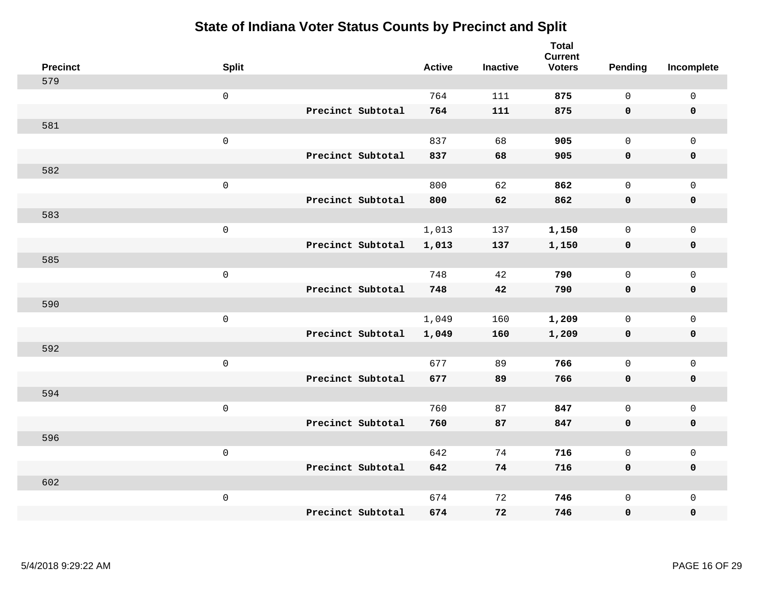# State of Indiana Voter Status Counts by Precinct and Split

| Precinct | Split | | Active | Inactive | Total Current Voters | Pending | Incomplete |
|---|---|---|---|---|---|---|---|
| 579 | | | | | | | |
| | 0 | | 764 | 111 | **875** | 0 | 0 |
| | | **Precinct Subtotal** | **764** | **111** | **875** | **0** | **0** |
| 581 | | | | | | | |
| | 0 | | 837 | 68 | **905** | 0 | 0 |
| | | **Precinct Subtotal** | **837** | **68** | **905** | **0** | **0** |
| 582 | | | | | | | |
| | 0 | | 800 | 62 | **862** | 0 | 0 |
| | | **Precinct Subtotal** | **800** | **62** | **862** | **0** | **0** |
| 583 | | | | | | | |
| | 0 | | 1,013 | 137 | **1,150** | 0 | 0 |
| | | **Precinct Subtotal** | **1,013** | **137** | **1,150** | **0** | **0** |
| 585 | | | | | | | |
| | 0 | | 748 | 42 | **790** | 0 | 0 |
| | | **Precinct Subtotal** | **748** | **42** | **790** | **0** | **0** |
| 590 | | | | | | | |
| | 0 | | 1,049 | 160 | **1,209** | 0 | 0 |
| | | **Precinct Subtotal** | **1,049** | **160** | **1,209** | **0** | **0** |
| 592 | | | | | | | |
| | 0 | | 677 | 89 | **766** | 0 | 0 |
| | | **Precinct Subtotal** | **677** | **89** | **766** | **0** | **0** |
| 594 | | | | | | | |
| | 0 | | 760 | 87 | **847** | 0 | 0 |
| | | **Precinct Subtotal** | **760** | **87** | **847** | **0** | **0** |
| 596 | | | | | | | |
| | 0 | | 642 | 74 | **716** | 0 | 0 |
| | | **Precinct Subtotal** | **642** | **74** | **716** | **0** | **0** |
| 602 | | | | | | | |
| | 0 | | 674 | 72 | **746** | 0 | 0 |
| | | **Precinct Subtotal** | **674** | **72** | **746** | **0** | **0** |

5/4/2018 9:29:22 AM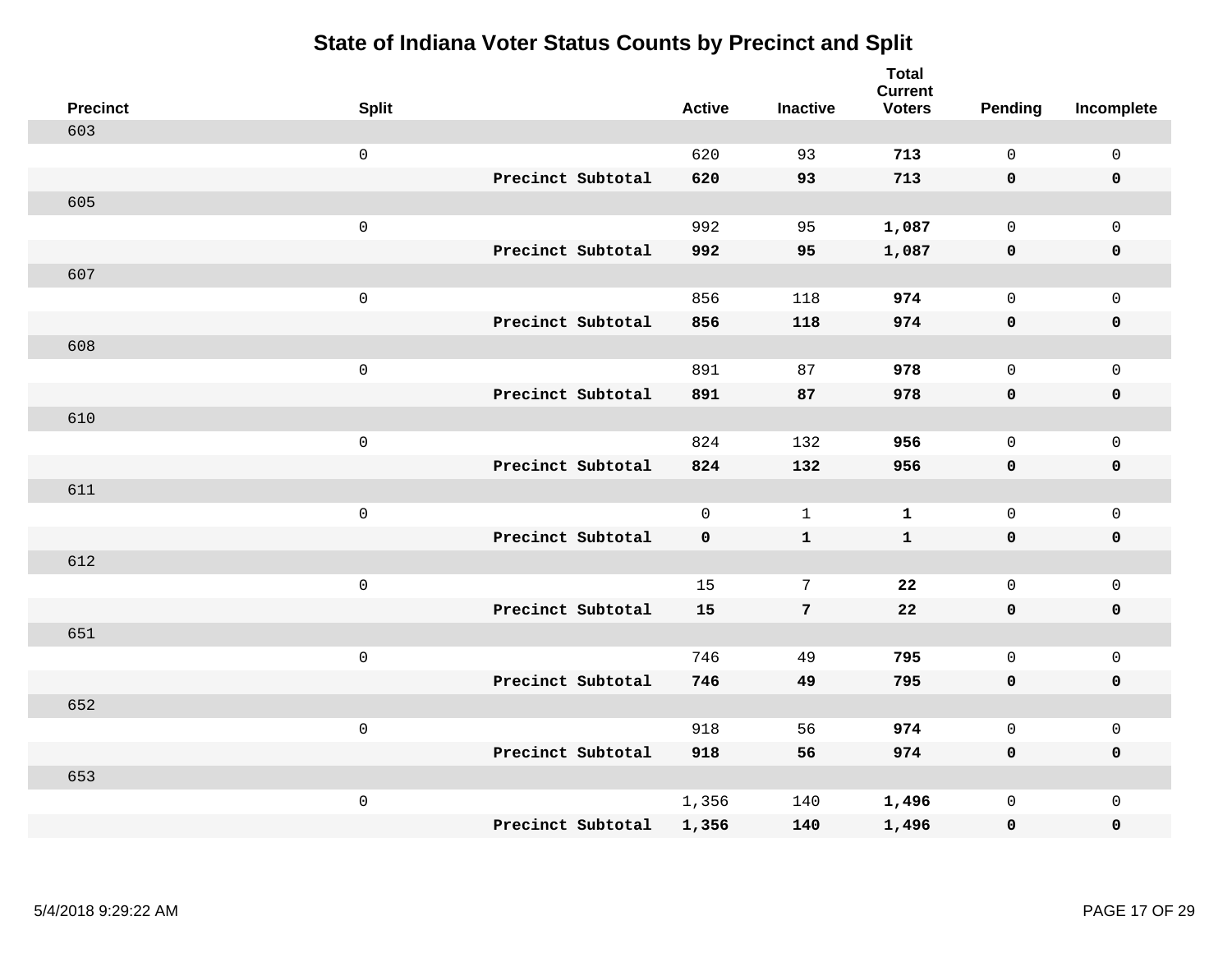# State of Indiana Voter Status Counts by Precinct and Split

| Precinct | Split | | Active | Inactive | Total Current Voters | Pending | Incomplete |
|---|---|---|---|---|---|---|---|
| 603 | | | | | | | |
| | 0 | | 620 | 93 | **713** | 0 | 0 |
| | | **Precinct Subtotal** | **620** | **93** | **713** | **0** | **0** |
| 605 | | | | | | | |
| | 0 | | 992 | 95 | **1,087** | 0 | 0 |
| | | **Precinct Subtotal** | **992** | **95** | **1,087** | **0** | **0** |
| 607 | | | | | | | |
| | 0 | | 856 | 118 | **974** | 0 | 0 |
| | | **Precinct Subtotal** | **856** | **118** | **974** | **0** | **0** |
| 608 | | | | | | | |
| | 0 | | 891 | 87 | **978** | 0 | 0 |
| | | **Precinct Subtotal** | **891** | **87** | **978** | **0** | **0** |
| 610 | | | | | | | |
| | 0 | | 824 | 132 | **956** | 0 | 0 |
| | | **Precinct Subtotal** | **824** | **132** | **956** | **0** | **0** |
| 611 | | | | | | | |
| | 0 | | 0 | 1 | **1** | 0 | 0 |
| | | **Precinct Subtotal** | **0** | **1** | **1** | **0** | **0** |
| 612 | | | | | | | |
| | 0 | | 15 | 7 | **22** | 0 | 0 |
| | | **Precinct Subtotal** | **15** | **7** | **22** | **0** | **0** |
| 651 | | | | | | | |
| | 0 | | 746 | 49 | **795** | 0 | 0 |
| | | **Precinct Subtotal** | **746** | **49** | **795** | **0** | **0** |
| 652 | | | | | | | |
| | 0 | | 918 | 56 | **974** | 0 | 0 |
| | | **Precinct Subtotal** | **918** | **56** | **974** | **0** | **0** |
| 653 | | | | | | | |
| | 0 | | 1,356 | 140 | **1,496** | 0 | 0 |
| | | **Precinct Subtotal** | **1,356** | **140** | **1,496** | **0** | **0** |

5/4/2018 9:29:22 AM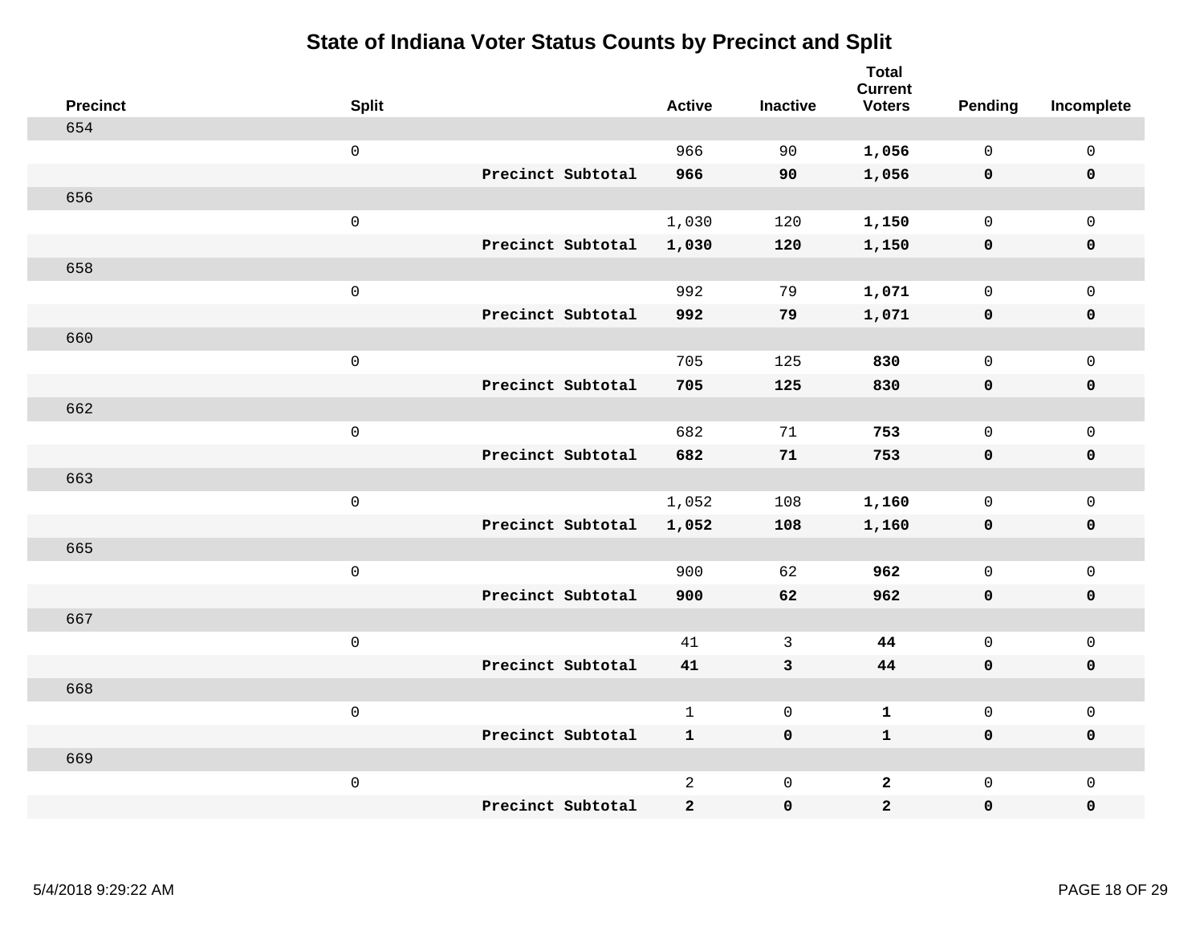# State of Indiana Voter Status Counts by Precinct and Split

| Precinct | Split | | Active | Inactive | Total Current Voters | Pending | Incomplete |
|---|---|---|---|---|---|---|---|
| 654 | | | | | | | |
| | 0 | | 966 | 90 | **1,056** | 0 | 0 |
| | | **Precinct Subtotal** | **966** | **90** | **1,056** | **0** | **0** |
| 656 | | | | | | | |
| | 0 | | 1,030 | 120 | **1,150** | 0 | 0 |
| | | **Precinct Subtotal** | **1,030** | **120** | **1,150** | **0** | **0** |
| 658 | | | | | | | |
| | 0 | | 992 | 79 | **1,071** | 0 | 0 |
| | | **Precinct Subtotal** | **992** | **79** | **1,071** | **0** | **0** |
| 660 | | | | | | | |
| | 0 | | 705 | 125 | **830** | 0 | 0 |
| | | **Precinct Subtotal** | **705** | **125** | **830** | **0** | **0** |
| 662 | | | | | | | |
| | 0 | | 682 | 71 | **753** | 0 | 0 |
| | | **Precinct Subtotal** | **682** | **71** | **753** | **0** | **0** |
| 663 | | | | | | | |
| | 0 | | 1,052 | 108 | **1,160** | 0 | 0 |
| | | **Precinct Subtotal** | **1,052** | **108** | **1,160** | **0** | **0** |
| 665 | | | | | | | |
| | 0 | | 900 | 62 | **962** | 0 | 0 |
| | | **Precinct Subtotal** | **900** | **62** | **962** | **0** | **0** |
| 667 | | | | | | | |
| | 0 | | 41 | 3 | **44** | 0 | 0 |
| | | **Precinct Subtotal** | **41** | **3** | **44** | **0** | **0** |
| 668 | | | | | | | |
| | 0 | | 1 | 0 | **1** | 0 | 0 |
| | | **Precinct Subtotal** | **1** | **0** | **1** | **0** | **0** |
| 669 | | | | | | | |
| | 0 | | 2 | 0 | **2** | 0 | 0 |
| | | **Precinct Subtotal** | **2** | **0** | **2** | **0** | **0** |

5/4/2018 9:29:22 AM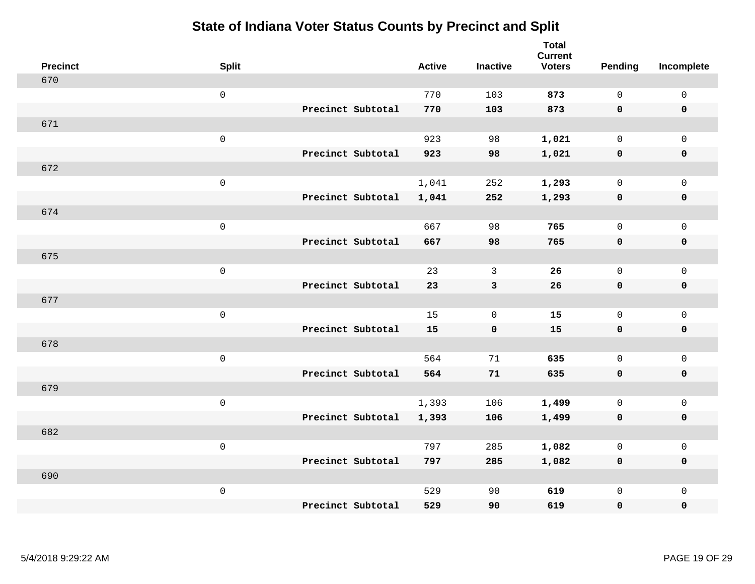# State of Indiana Voter Status Counts by Precinct and Split

| Precinct | Split | | Active | Inactive | Total Current Voters | Pending | Incomplete |
|---|---|---|---|---|---|---|---|
| 670 | | | | | | | |
| | 0 | | 770 | 103 | **873** | 0 | 0 |
| | | **Precinct Subtotal** | **770** | **103** | **873** | **0** | **0** |
| 671 | | | | | | | |
| | 0 | | 923 | 98 | **1,021** | 0 | 0 |
| | | **Precinct Subtotal** | **923** | **98** | **1,021** | **0** | **0** |
| 672 | | | | | | | |
| | 0 | | 1,041 | 252 | **1,293** | 0 | 0 |
| | | **Precinct Subtotal** | **1,041** | **252** | **1,293** | **0** | **0** |
| 674 | | | | | | | |
| | 0 | | 667 | 98 | **765** | 0 | 0 |
| | | **Precinct Subtotal** | **667** | **98** | **765** | **0** | **0** |
| 675 | | | | | | | |
| | 0 | | 23 | 3 | **26** | 0 | 0 |
| | | **Precinct Subtotal** | **23** | **3** | **26** | **0** | **0** |
| 677 | | | | | | | |
| | 0 | | 15 | 0 | **15** | 0 | 0 |
| | | **Precinct Subtotal** | **15** | **0** | **15** | **0** | **0** |
| 678 | | | | | | | |
| | 0 | | 564 | 71 | **635** | 0 | 0 |
| | | **Precinct Subtotal** | **564** | **71** | **635** | **0** | **0** |
| 679 | | | | | | | |
| | 0 | | 1,393 | 106 | **1,499** | 0 | 0 |
| | | **Precinct Subtotal** | **1,393** | **106** | **1,499** | **0** | **0** |
| 682 | | | | | | | |
| | 0 | | 797 | 285 | **1,082** | 0 | 0 |
| | | **Precinct Subtotal** | **797** | **285** | **1,082** | **0** | **0** |
| 690 | | | | | | | |
| | 0 | | 529 | 90 | **619** | 0 | 0 |
| | | **Precinct Subtotal** | **529** | **90** | **619** | **0** | **0** |

5/4/2018 9:29:22 AM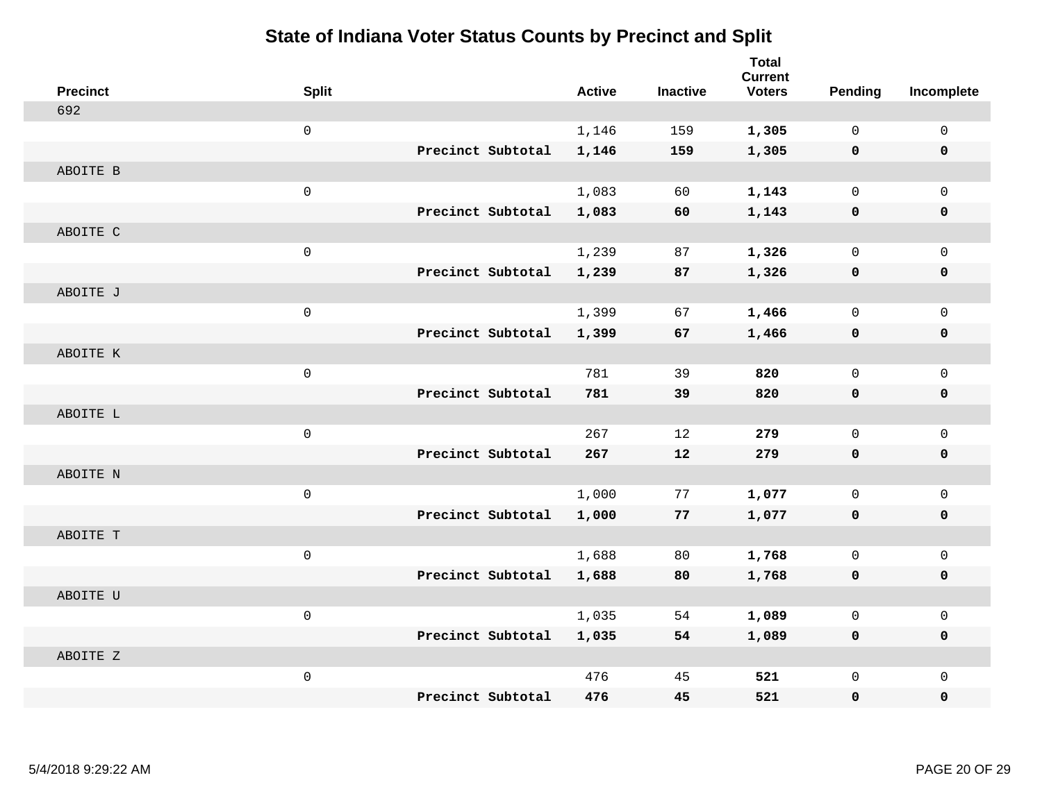# State of Indiana Voter Status Counts by Precinct and Split

| Precinct | Split | | Active | Inactive | Total Current Voters | Pending | Incomplete |
|---|---|---|---|---|---|---|---|
| 692 | | | | | | | |
| | 0 | | 1,146 | 159 | **1,305** | 0 | 0 |
| | | **Precinct Subtotal** | **1,146** | **159** | **1,305** | **0** | **0** |
| ABOITE B | | | | | | | |
| | 0 | | 1,083 | 60 | **1,143** | 0 | 0 |
| | | **Precinct Subtotal** | **1,083** | **60** | **1,143** | **0** | **0** |
| ABOITE C | | | | | | | |
| | 0 | | 1,239 | 87 | **1,326** | 0 | 0 |
| | | **Precinct Subtotal** | **1,239** | **87** | **1,326** | **0** | **0** |
| ABOITE J | | | | | | | |
| | 0 | | 1,399 | 67 | **1,466** | 0 | 0 |
| | | **Precinct Subtotal** | **1,399** | **67** | **1,466** | **0** | **0** |
| ABOITE K | | | | | | | |
| | 0 | | 781 | 39 | **820** | 0 | 0 |
| | | **Precinct Subtotal** | **781** | **39** | **820** | **0** | **0** |
| ABOITE L | | | | | | | |
| | 0 | | 267 | 12 | **279** | 0 | 0 |
| | | **Precinct Subtotal** | **267** | **12** | **279** | **0** | **0** |
| ABOITE N | | | | | | | |
| | 0 | | 1,000 | 77 | **1,077** | 0 | 0 |
| | | **Precinct Subtotal** | **1,000** | **77** | **1,077** | **0** | **0** |
| ABOITE T | | | | | | | |
| | 0 | | 1,688 | 80 | **1,768** | 0 | 0 |
| | | **Precinct Subtotal** | **1,688** | **80** | **1,768** | **0** | **0** |
| ABOITE U | | | | | | | |
| | 0 | | 1,035 | 54 | **1,089** | 0 | 0 |
| | | **Precinct Subtotal** | **1,035** | **54** | **1,089** | **0** | **0** |
| ABOITE Z | | | | | | | |
| | 0 | | 476 | 45 | **521** | 0 | 0 |
| | | **Precinct Subtotal** | **476** | **45** | **521** | **0** | **0** |

5/4/2018 9:29:22 AM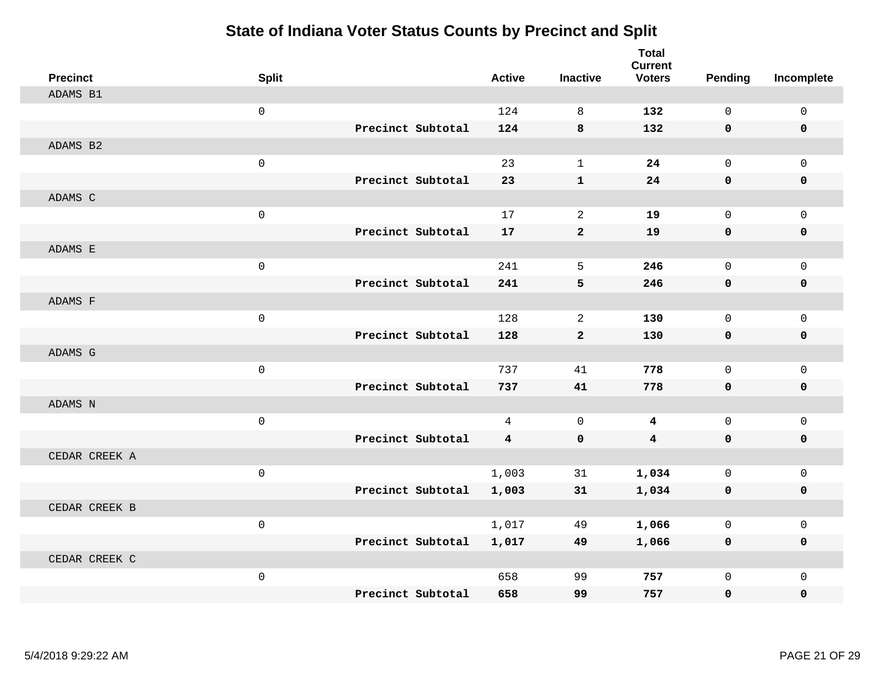# State of Indiana Voter Status Counts by Precinct and Split

| Precinct | Split | | Active | Inactive | Total Current Voters | Pending | Incomplete |
|---|---|---|---|---|---|---|---|
| ADAMS B1 | | | | | | | |
| | 0 | | 124 | 8 | **132** | 0 | 0 |
| | | **Precinct Subtotal** | **124** | **8** | **132** | **0** | **0** |
| ADAMS B2 | | | | | | | |
| | 0 | | 23 | 1 | **24** | 0 | 0 |
| | | **Precinct Subtotal** | **23** | **1** | **24** | **0** | **0** |
| ADAMS C | | | | | | | |
| | 0 | | 17 | 2 | **19** | 0 | 0 |
| | | **Precinct Subtotal** | **17** | **2** | **19** | **0** | **0** |
| ADAMS E | | | | | | | |
| | 0 | | 241 | 5 | **246** | 0 | 0 |
| | | **Precinct Subtotal** | **241** | **5** | **246** | **0** | **0** |
| ADAMS F | | | | | | | |
| | 0 | | 128 | 2 | **130** | 0 | 0 |
| | | **Precinct Subtotal** | **128** | **2** | **130** | **0** | **0** |
| ADAMS G | | | | | | | |
| | 0 | | 737 | 41 | **778** | 0 | 0 |
| | | **Precinct Subtotal** | **737** | **41** | **778** | **0** | **0** |
| ADAMS N | | | | | | | |
| | 0 | | 4 | 0 | **4** | 0 | 0 |
| | | **Precinct Subtotal** | **4** | **0** | **4** | **0** | **0** |
| CEDAR CREEK A | | | | | | | |
| | 0 | | 1,003 | 31 | **1,034** | 0 | 0 |
| | | **Precinct Subtotal** | **1,003** | **31** | **1,034** | **0** | **0** |
| CEDAR CREEK B | | | | | | | |
| | 0 | | 1,017 | 49 | **1,066** | 0 | 0 |
| | | **Precinct Subtotal** | **1,017** | **49** | **1,066** | **0** | **0** |
| CEDAR CREEK C | | | | | | | |
| | 0 | | 658 | 99 | **757** | 0 | 0 |
| | | **Precinct Subtotal** | **658** | **99** | **757** | **0** | **0** |

5/4/2018 9:29:22 AM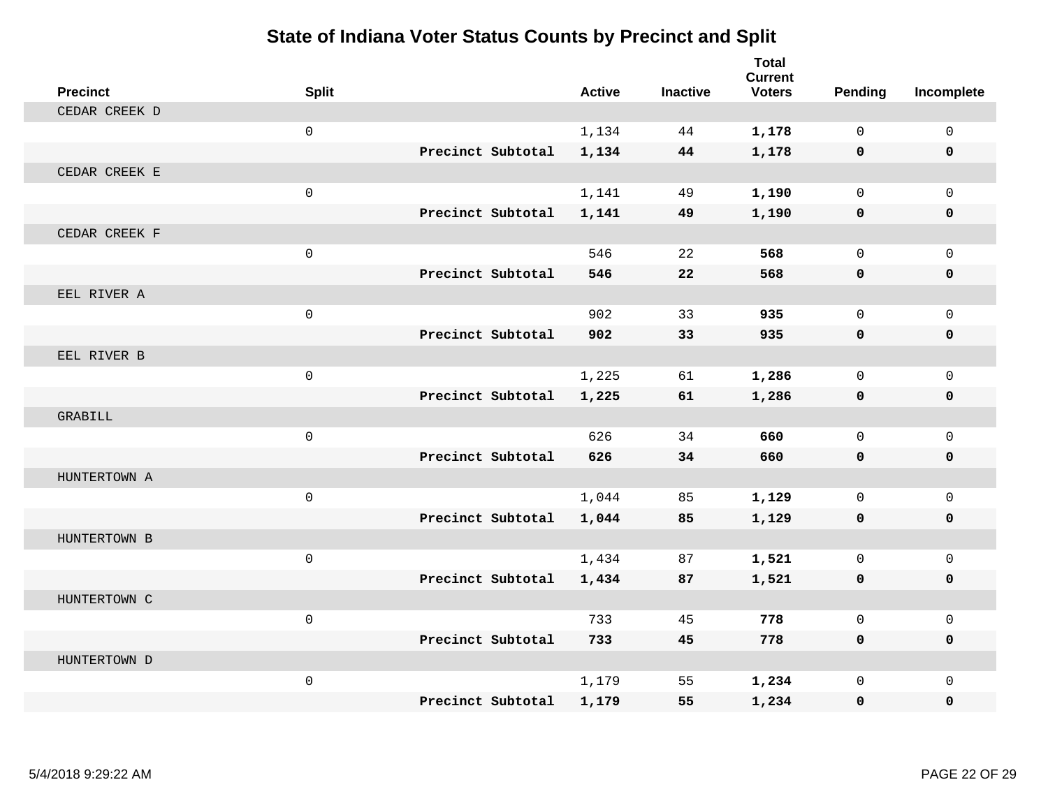# State of Indiana Voter Status Counts by Precinct and Split

| Precinct | Split | | Active | Inactive | Total Current Voters | Pending | Incomplete |
|---|---|---|---|---|---|---|---|
| CEDAR CREEK D | | | | | | | |
| | 0 | | 1,134 | 44 | **1,178** | 0 | 0 |
| | | **Precinct Subtotal** | **1,134** | **44** | **1,178** | **0** | **0** |
| CEDAR CREEK E | | | | | | | |
| | 0 | | 1,141 | 49 | **1,190** | 0 | 0 |
| | | **Precinct Subtotal** | **1,141** | **49** | **1,190** | **0** | **0** |
| CEDAR CREEK F | | | | | | | |
| | 0 | | 546 | 22 | **568** | 0 | 0 |
| | | **Precinct Subtotal** | **546** | **22** | **568** | **0** | **0** |
| EEL RIVER A | | | | | | | |
| | 0 | | 902 | 33 | **935** | 0 | 0 |
| | | **Precinct Subtotal** | **902** | **33** | **935** | **0** | **0** |
| EEL RIVER B | | | | | | | |
| | 0 | | 1,225 | 61 | **1,286** | 0 | 0 |
| | | **Precinct Subtotal** | **1,225** | **61** | **1,286** | **0** | **0** |
| GRABILL | | | | | | | |
| | 0 | | 626 | 34 | **660** | 0 | 0 |
| | | **Precinct Subtotal** | **626** | **34** | **660** | **0** | **0** |
| HUNTERTOWN A | | | | | | | |
| | 0 | | 1,044 | 85 | **1,129** | 0 | 0 |
| | | **Precinct Subtotal** | **1,044** | **85** | **1,129** | **0** | **0** |
| HUNTERTOWN B | | | | | | | |
| | 0 | | 1,434 | 87 | **1,521** | 0 | 0 |
| | | **Precinct Subtotal** | **1,434** | **87** | **1,521** | **0** | **0** |
| HUNTERTOWN C | | | | | | | |
| | 0 | | 733 | 45 | **778** | 0 | 0 |
| | | **Precinct Subtotal** | **733** | **45** | **778** | **0** | **0** |
| HUNTERTOWN D | | | | | | | |
| | 0 | | 1,179 | 55 | **1,234** | 0 | 0 |
| | | **Precinct Subtotal** | **1,179** | **55** | **1,234** | **0** | **0** |

5/4/2018 9:29:22 AM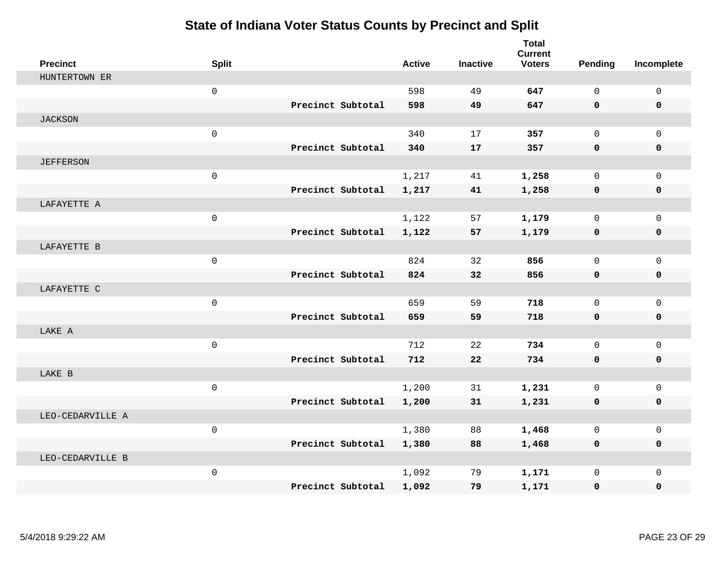# State of Indiana Voter Status Counts by Precinct and Split

| Precinct | Split | | Active | Inactive | Total Current Voters | Pending | Incomplete |
|---|---|---|---|---|---|---|---|
| HUNTERTOWN ER | | | | | | | |
| | 0 | | 598 | 49 | **647** | 0 | 0 |
| | | **Precinct Subtotal** | **598** | **49** | **647** | **0** | **0** |
| JACKSON | | | | | | | |
| | 0 | | 340 | 17 | **357** | 0 | 0 |
| | | **Precinct Subtotal** | **340** | **17** | **357** | **0** | **0** |
| JEFFERSON | | | | | | | |
| | 0 | | 1,217 | 41 | **1,258** | 0 | 0 |
| | | **Precinct Subtotal** | **1,217** | **41** | **1,258** | **0** | **0** |
| LAFAYETTE A | | | | | | | |
| | 0 | | 1,122 | 57 | **1,179** | 0 | 0 |
| | | **Precinct Subtotal** | **1,122** | **57** | **1,179** | **0** | **0** |
| LAFAYETTE B | | | | | | | |
| | 0 | | 824 | 32 | **856** | 0 | 0 |
| | | **Precinct Subtotal** | **824** | **32** | **856** | **0** | **0** |
| LAFAYETTE C | | | | | | | |
| | 0 | | 659 | 59 | **718** | 0 | 0 |
| | | **Precinct Subtotal** | **659** | **59** | **718** | **0** | **0** |
| LAKE A | | | | | | | |
| | 0 | | 712 | 22 | **734** | 0 | 0 |
| | | **Precinct Subtotal** | **712** | **22** | **734** | **0** | **0** |
| LAKE B | | | | | | | |
| | 0 | | 1,200 | 31 | **1,231** | 0 | 0 |
| | | **Precinct Subtotal** | **1,200** | **31** | **1,231** | **0** | **0** |
| LEO-CEDARVILLE A | | | | | | | |
| | 0 | | 1,380 | 88 | **1,468** | 0 | 0 |
| | | **Precinct Subtotal** | **1,380** | **88** | **1,468** | **0** | **0** |
| LEO-CEDARVILLE B | | | | | | | |
| | 0 | | 1,092 | 79 | **1,171** | 0 | 0 |
| | | **Precinct Subtotal** | **1,092** | **79** | **1,171** | **0** | **0** |

5/4/2018 9:29:22 AM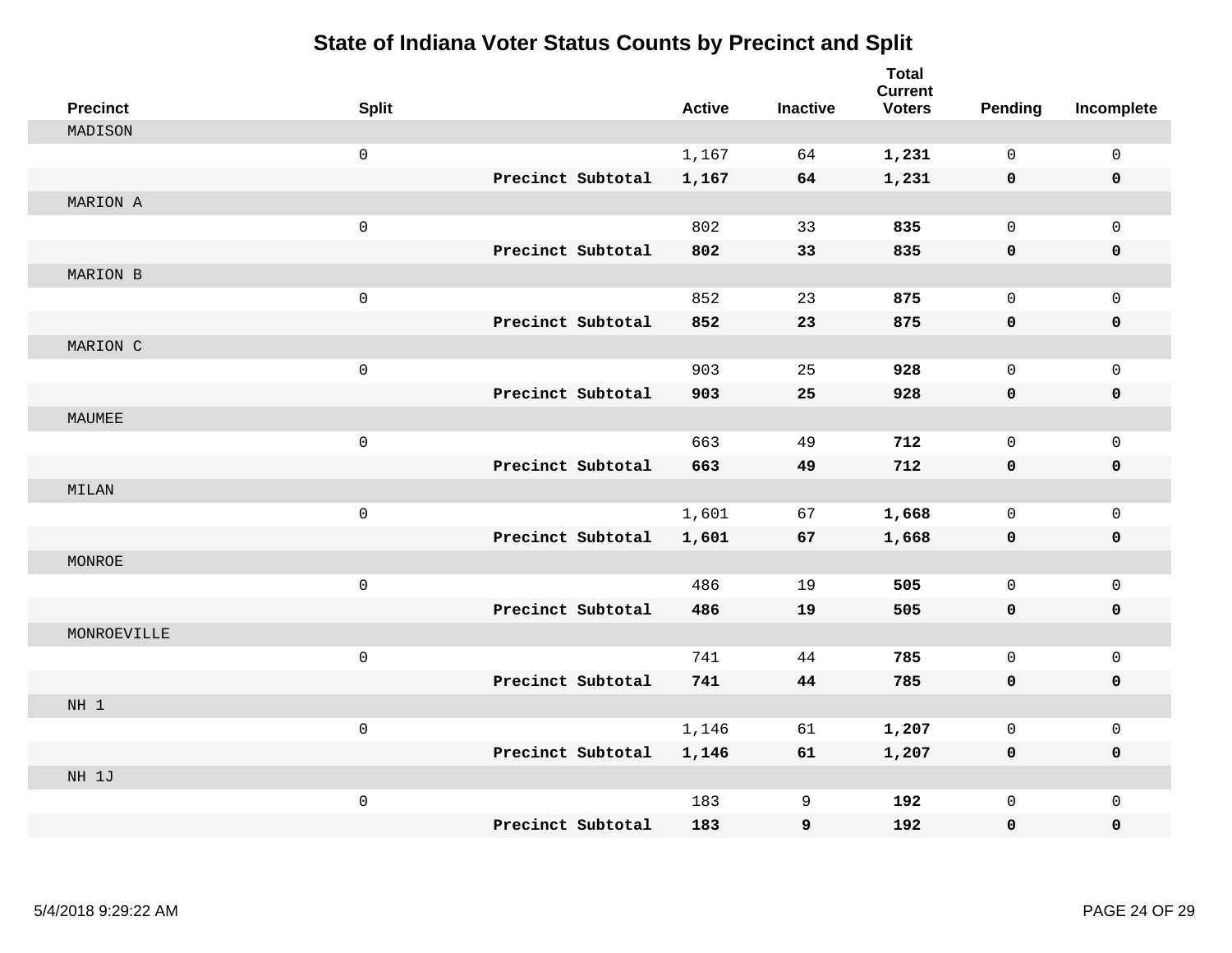# State of Indiana Voter Status Counts by Precinct and Split

| Precinct | Split | | Active | Inactive | Total Current Voters | Pending | Incomplete |
|---|---|---|---|---|---|---|---|
| MADISON | | | | | | | |
| | 0 | | 1,167 | 64 | **1,231** | 0 | 0 |
| | | **Precinct Subtotal** | **1,167** | **64** | **1,231** | **0** | **0** |
| MARION A | | | | | | | |
| | 0 | | 802 | 33 | **835** | 0 | 0 |
| | | **Precinct Subtotal** | **802** | **33** | **835** | **0** | **0** |
| MARION B | | | | | | | |
| | 0 | | 852 | 23 | **875** | 0 | 0 |
| | | **Precinct Subtotal** | **852** | **23** | **875** | **0** | **0** |
| MARION C | | | | | | | |
| | 0 | | 903 | 25 | **928** | 0 | 0 |
| | | **Precinct Subtotal** | **903** | **25** | **928** | **0** | **0** |
| MAUMEE | | | | | | | |
| | 0 | | 663 | 49 | **712** | 0 | 0 |
| | | **Precinct Subtotal** | **663** | **49** | **712** | **0** | **0** |
| MILAN | | | | | | | |
| | 0 | | 1,601 | 67 | **1,668** | 0 | 0 |
| | | **Precinct Subtotal** | **1,601** | **67** | **1,668** | **0** | **0** |
| MONROE | | | | | | | |
| | 0 | | 486 | 19 | **505** | 0 | 0 |
| | | **Precinct Subtotal** | **486** | **19** | **505** | **0** | **0** |
| MONROEVILLE | | | | | | | |
| | 0 | | 741 | 44 | **785** | 0 | 0 |
| | | **Precinct Subtotal** | **741** | **44** | **785** | **0** | **0** |
| NH 1 | | | | | | | |
| | 0 | | 1,146 | 61 | **1,207** | 0 | 0 |
| | | **Precinct Subtotal** | **1,146** | **61** | **1,207** | **0** | **0** |
| NH 1J | | | | | | | |
| | 0 | | 183 | 9 | **192** | 0 | 0 |
| | | **Precinct Subtotal** | **183** | **9** | **192** | **0** | **0** |

5/4/2018 9:29:22 AM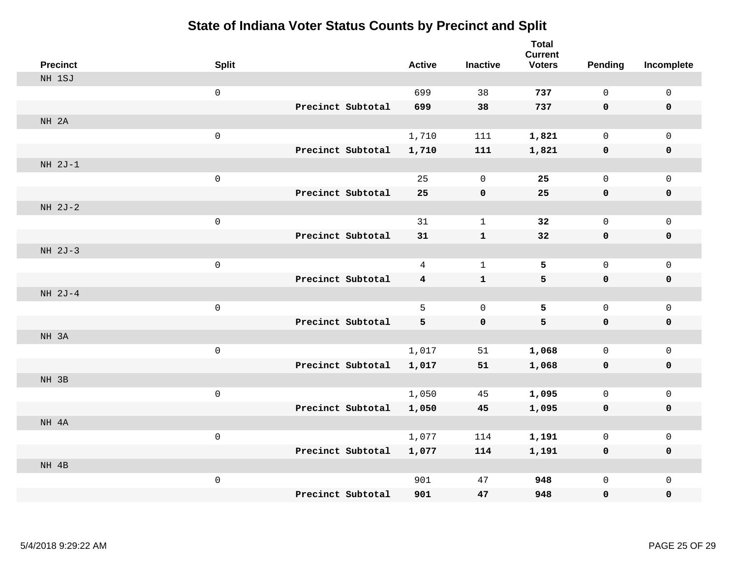# State of Indiana Voter Status Counts by Precinct and Split

| Precinct | Split | | Active | Inactive | Total Current Voters | Pending | Incomplete |
|---|---|---|---|---|---|---|---|
| NH 1SJ | | | | | | | |
| | 0 | | 699 | 38 | **737** | 0 | 0 |
| | | **Precinct Subtotal** | **699** | **38** | **737** | **0** | **0** |
| NH 2A | | | | | | | |
| | 0 | | 1,710 | 111 | **1,821** | 0 | 0 |
| | | **Precinct Subtotal** | **1,710** | **111** | **1,821** | **0** | **0** |
| NH 2J-1 | | | | | | | |
| | 0 | | 25 | 0 | **25** | 0 | 0 |
| | | **Precinct Subtotal** | **25** | **0** | **25** | **0** | **0** |
| NH 2J-2 | | | | | | | |
| | 0 | | 31 | 1 | **32** | 0 | 0 |
| | | **Precinct Subtotal** | **31** | **1** | **32** | **0** | **0** |
| NH 2J-3 | | | | | | | |
| | 0 | | 4 | 1 | **5** | 0 | 0 |
| | | **Precinct Subtotal** | **4** | **1** | **5** | **0** | **0** |
| NH 2J-4 | | | | | | | |
| | 0 | | 5 | 0 | **5** | 0 | 0 |
| | | **Precinct Subtotal** | **5** | **0** | **5** | **0** | **0** |
| NH 3A | | | | | | | |
| | 0 | | 1,017 | 51 | **1,068** | 0 | 0 |
| | | **Precinct Subtotal** | **1,017** | **51** | **1,068** | **0** | **0** |
| NH 3B | | | | | | | |
| | 0 | | 1,050 | 45 | **1,095** | 0 | 0 |
| | | **Precinct Subtotal** | **1,050** | **45** | **1,095** | **0** | **0** |
| NH 4A | | | | | | | |
| | 0 | | 1,077 | 114 | **1,191** | 0 | 0 |
| | | **Precinct Subtotal** | **1,077** | **114** | **1,191** | **0** | **0** |
| NH 4B | | | | | | | |
| | 0 | | 901 | 47 | **948** | 0 | 0 |
| | | **Precinct Subtotal** | **901** | **47** | **948** | **0** | **0** |

5/4/2018 9:29:22 AM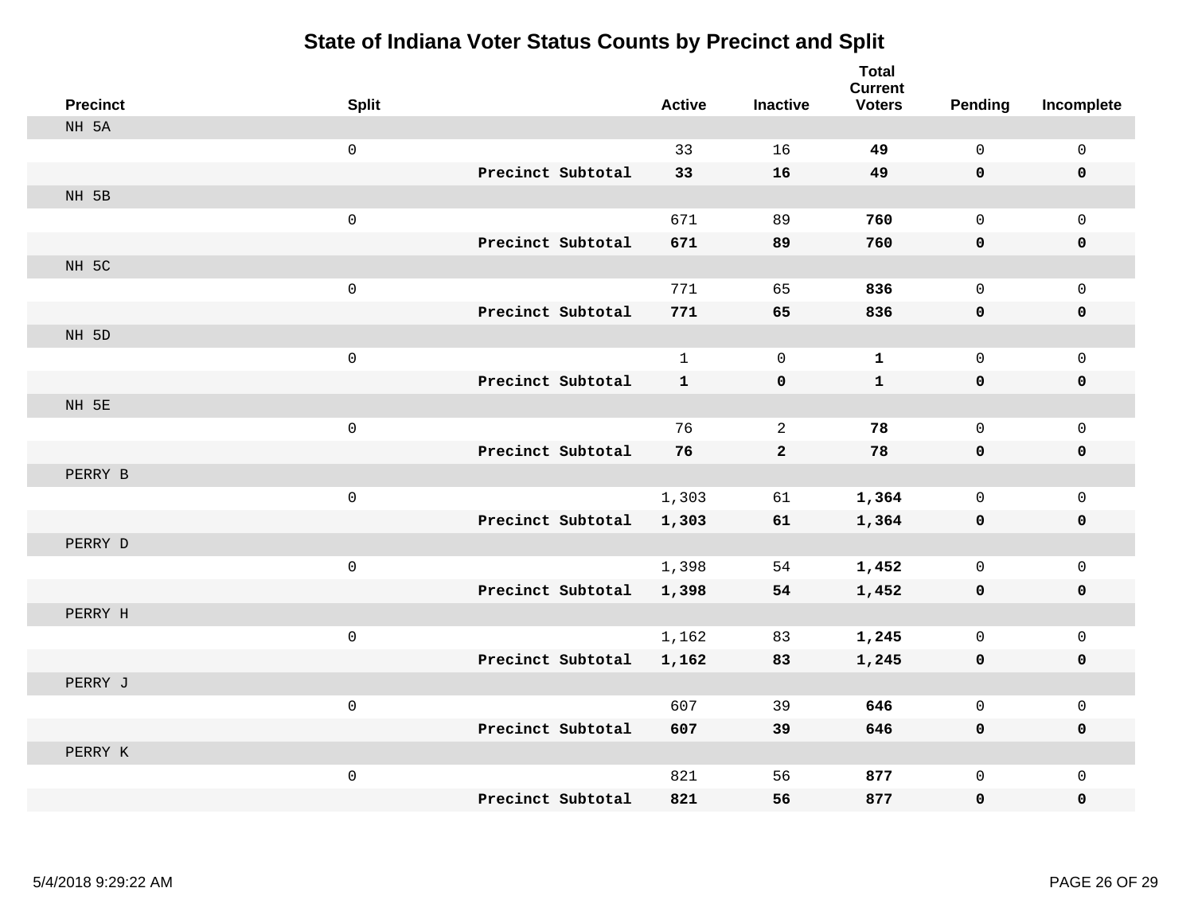# State of Indiana Voter Status Counts by Precinct and Split

| Precinct | Split | | Active | Inactive | Total Current Voters | Pending | Incomplete |
|---|---|---|---|---|---|---|---|
| NH 5A | | | | | | | |
| | 0 | | 33 | 16 | **49** | 0 | 0 |
| | | **Precinct Subtotal** | **33** | **16** | **49** | **0** | **0** |
| NH 5B | | | | | | | |
| | 0 | | 671 | 89 | **760** | 0 | 0 |
| | | **Precinct Subtotal** | **671** | **89** | **760** | **0** | **0** |
| NH 5C | | | | | | | |
| | 0 | | 771 | 65 | **836** | 0 | 0 |
| | | **Precinct Subtotal** | **771** | **65** | **836** | **0** | **0** |
| NH 5D | | | | | | | |
| | 0 | | 1 | 0 | **1** | 0 | 0 |
| | | **Precinct Subtotal** | **1** | **0** | **1** | **0** | **0** |
| NH 5E | | | | | | | |
| | 0 | | 76 | 2 | **78** | 0 | 0 |
| | | **Precinct Subtotal** | **76** | **2** | **78** | **0** | **0** |
| PERRY B | | | | | | | |
| | 0 | | 1,303 | 61 | **1,364** | 0 | 0 |
| | | **Precinct Subtotal** | **1,303** | **61** | **1,364** | **0** | **0** |
| PERRY D | | | | | | | |
| | 0 | | 1,398 | 54 | **1,452** | 0 | 0 |
| | | **Precinct Subtotal** | **1,398** | **54** | **1,452** | **0** | **0** |
| PERRY H | | | | | | | |
| | 0 | | 1,162 | 83 | **1,245** | 0 | 0 |
| | | **Precinct Subtotal** | **1,162** | **83** | **1,245** | **0** | **0** |
| PERRY J | | | | | | | |
| | 0 | | 607 | 39 | **646** | 0 | 0 |
| | | **Precinct Subtotal** | **607** | **39** | **646** | **0** | **0** |
| PERRY K | | | | | | | |
| | 0 | | 821 | 56 | **877** | 0 | 0 |
| | | **Precinct Subtotal** | **821** | **56** | **877** | **0** | **0** |

5/4/2018 9:29:22 AM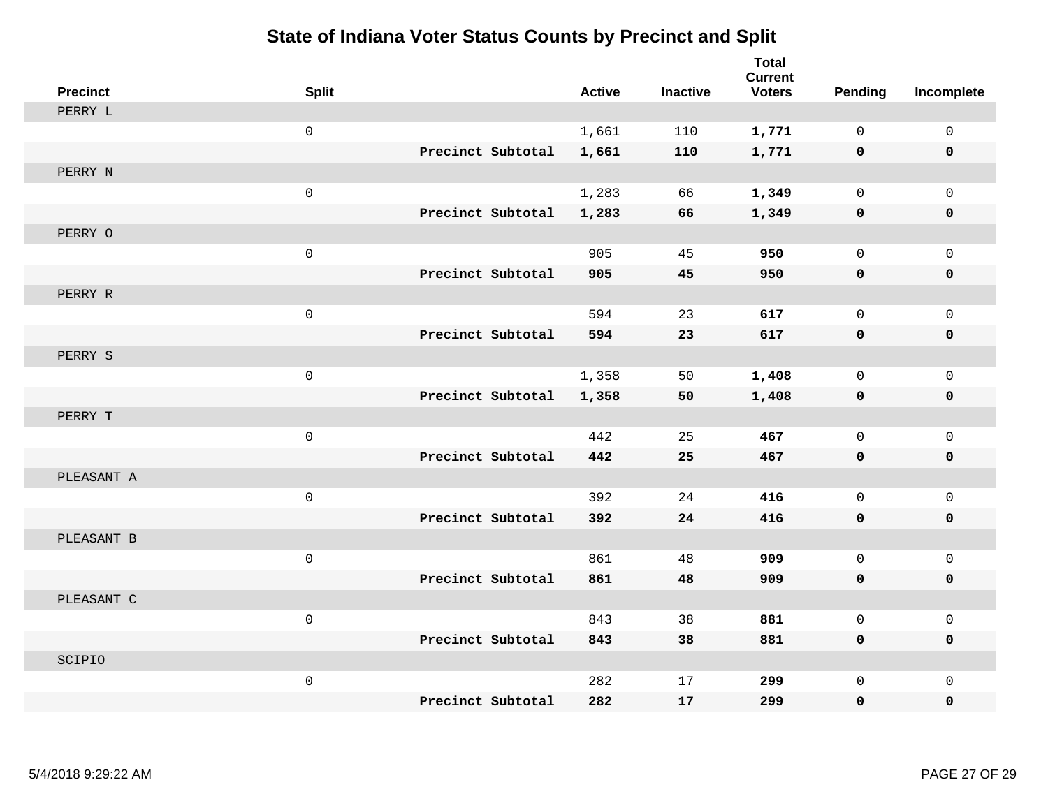# State of Indiana Voter Status Counts by Precinct and Split

| Precinct | Split | | Active | Inactive | Total Current Voters | Pending | Incomplete |
|---|---|---|---|---|---|---|---|
| PERRY L | | | | | | | |
| | 0 | | 1,661 | 110 | **1,771** | 0 | 0 |
| | | **Precinct Subtotal** | **1,661** | **110** | **1,771** | **0** | **0** |
| PERRY N | | | | | | | |
| | 0 | | 1,283 | 66 | **1,349** | 0 | 0 |
| | | **Precinct Subtotal** | **1,283** | **66** | **1,349** | **0** | **0** |
| PERRY O | | | | | | | |
| | 0 | | 905 | 45 | **950** | 0 | 0 |
| | | **Precinct Subtotal** | **905** | **45** | **950** | **0** | **0** |
| PERRY R | | | | | | | |
| | 0 | | 594 | 23 | **617** | 0 | 0 |
| | | **Precinct Subtotal** | **594** | **23** | **617** | **0** | **0** |
| PERRY S | | | | | | | |
| | 0 | | 1,358 | 50 | **1,408** | 0 | 0 |
| | | **Precinct Subtotal** | **1,358** | **50** | **1,408** | **0** | **0** |
| PERRY T | | | | | | | |
| | 0 | | 442 | 25 | **467** | 0 | 0 |
| | | **Precinct Subtotal** | **442** | **25** | **467** | **0** | **0** |
| PLEASANT A | | | | | | | |
| | 0 | | 392 | 24 | **416** | 0 | 0 |
| | | **Precinct Subtotal** | **392** | **24** | **416** | **0** | **0** |
| PLEASANT B | | | | | | | |
| | 0 | | 861 | 48 | **909** | 0 | 0 |
| | | **Precinct Subtotal** | **861** | **48** | **909** | **0** | **0** |
| PLEASANT C | | | | | | | |
| | 0 | | 843 | 38 | **881** | 0 | 0 |
| | | **Precinct Subtotal** | **843** | **38** | **881** | **0** | **0** |
| SCIPIO | | | | | | | |
| | 0 | | 282 | 17 | **299** | 0 | 0 |
| | | **Precinct Subtotal** | **282** | **17** | **299** | **0** | **0** |

5/4/2018 9:29:22 AM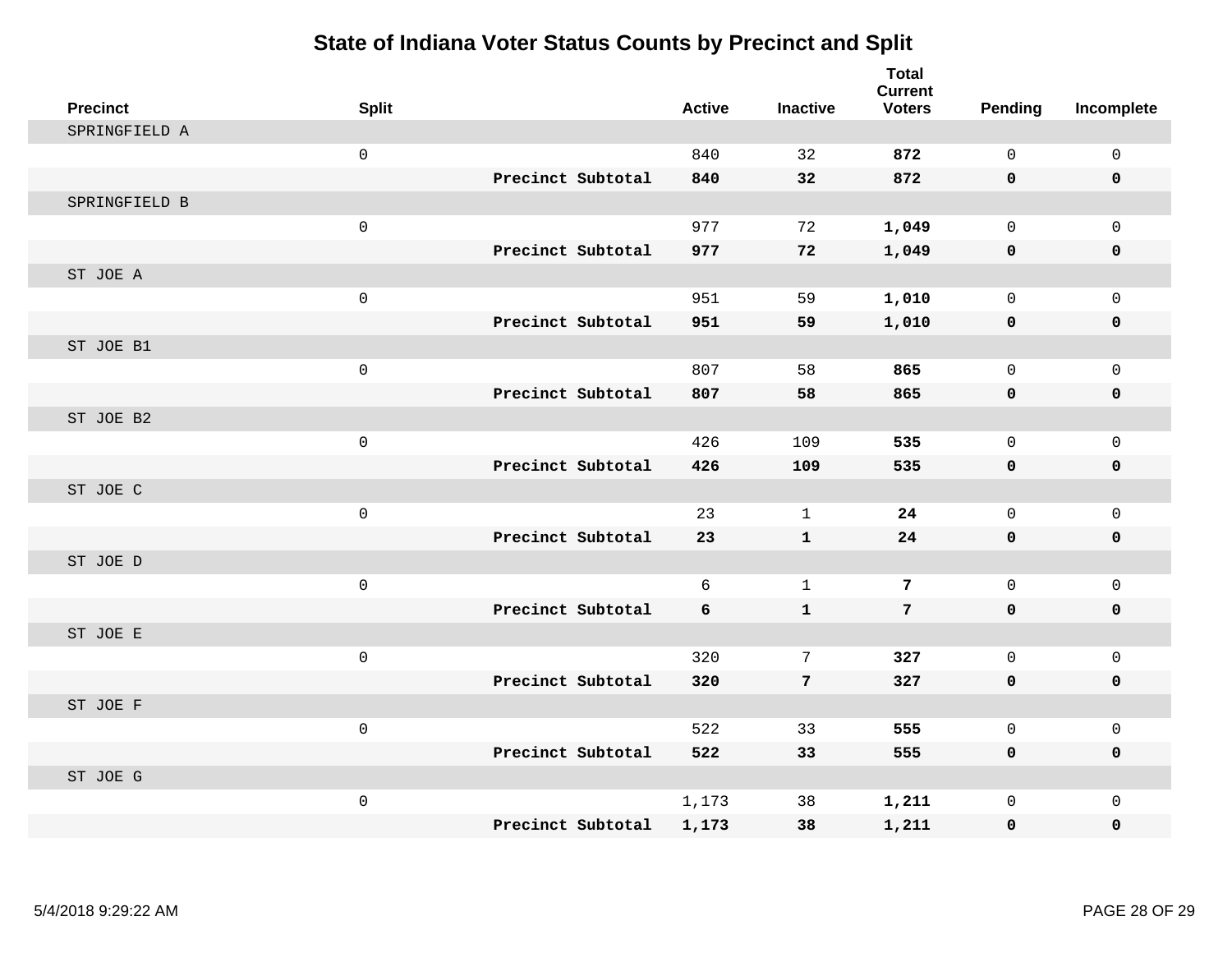# State of Indiana Voter Status Counts by Precinct and Split

| Precinct | Split | | Active | Inactive | Total Current Voters | Pending | Incomplete |
|---|---|---|---|---|---|---|---|
| SPRINGFIELD A | | | | | | | |
| | 0 | | 840 | 32 | **872** | 0 | 0 |
| | | **Precinct Subtotal** | **840** | **32** | **872** | **0** | **0** |
| SPRINGFIELD B | | | | | | | |
| | 0 | | 977 | 72 | **1,049** | 0 | 0 |
| | | **Precinct Subtotal** | **977** | **72** | **1,049** | **0** | **0** |
| ST JOE A | | | | | | | |
| | 0 | | 951 | 59 | **1,010** | 0 | 0 |
| | | **Precinct Subtotal** | **951** | **59** | **1,010** | **0** | **0** |
| ST JOE B1 | | | | | | | |
| | 0 | | 807 | 58 | **865** | 0 | 0 |
| | | **Precinct Subtotal** | **807** | **58** | **865** | **0** | **0** |
| ST JOE B2 | | | | | | | |
| | 0 | | 426 | 109 | **535** | 0 | 0 |
| | | **Precinct Subtotal** | **426** | **109** | **535** | **0** | **0** |
| ST JOE C | | | | | | | |
| | 0 | | 23 | 1 | **24** | 0 | 0 |
| | | **Precinct Subtotal** | **23** | **1** | **24** | **0** | **0** |
| ST JOE D | | | | | | | |
| | 0 | | 6 | 1 | **7** | 0 | 0 |
| | | **Precinct Subtotal** | **6** | **1** | **7** | **0** | **0** |
| ST JOE E | | | | | | | |
| | 0 | | 320 | 7 | **327** | 0 | 0 |
| | | **Precinct Subtotal** | **320** | **7** | **327** | **0** | **0** |
| ST JOE F | | | | | | | |
| | 0 | | 522 | 33 | **555** | 0 | 0 |
| | | **Precinct Subtotal** | **522** | **33** | **555** | **0** | **0** |
| ST JOE G | | | | | | | |
| | 0 | | 1,173 | 38 | **1,211** | 0 | 0 |
| | | **Precinct Subtotal** | **1,173** | **38** | **1,211** | **0** | **0** |

5/4/2018 9:29:22 AM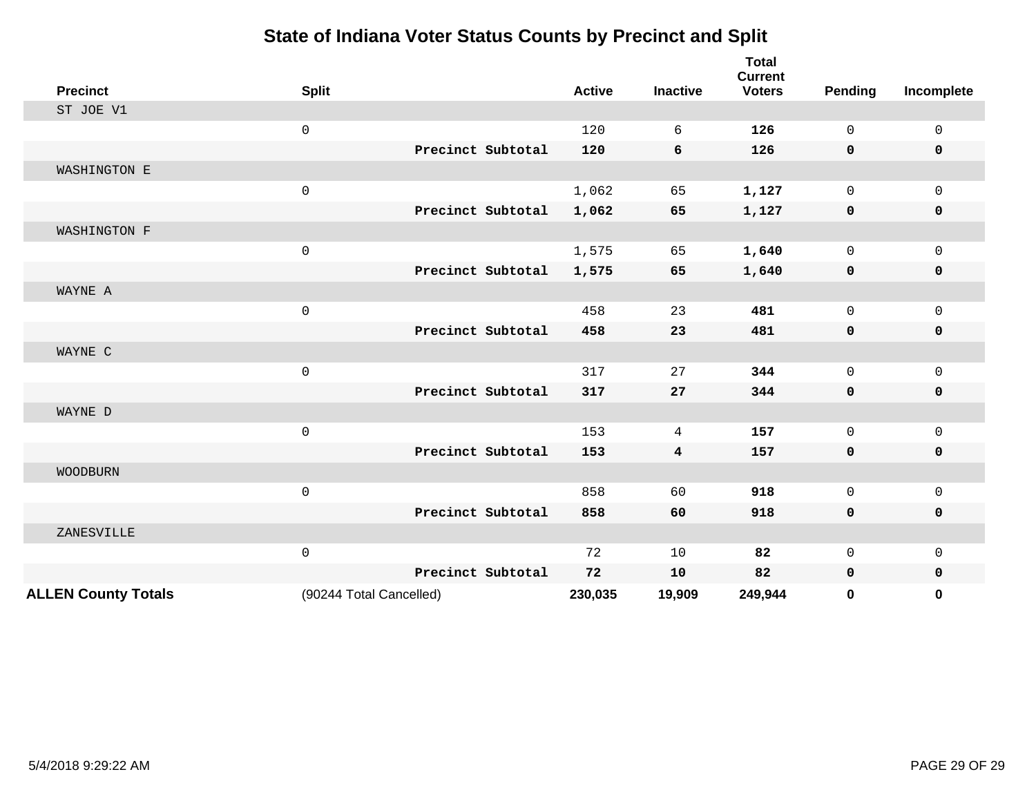# State of Indiana Voter Status Counts by Precinct and Split

| Precinct | Split | | Active | Inactive | Total Current Voters | Pending | Incomplete |
|---|---|---|---|---|---|---|---|
| ST JOE V1 | | | | | | | |
| | 0 | | 120 | 6 | **126** | 0 | 0 |
| | | **Precinct Subtotal** | **120** | **6** | **126** | **0** | **0** |
| WASHINGTON E | | | | | | | |
| | 0 | | 1,062 | 65 | **1,127** | 0 | 0 |
| | | **Precinct Subtotal** | **1,062** | **65** | **1,127** | **0** | **0** |
| WASHINGTON F | | | | | | | |
| | 0 | | 1,575 | 65 | **1,640** | 0 | 0 |
| | | **Precinct Subtotal** | **1,575** | **65** | **1,640** | **0** | **0** |
| WAYNE A | | | | | | | |
| | 0 | | 458 | 23 | **481** | 0 | 0 |
| | | **Precinct Subtotal** | **458** | **23** | **481** | **0** | **0** |
| WAYNE C | | | | | | | |
| | 0 | | 317 | 27 | **344** | 0 | 0 |
| | | **Precinct Subtotal** | **317** | **27** | **344** | **0** | **0** |
| WAYNE D | | | | | | | |
| | 0 | | 153 | 4 | **157** | 0 | 0 |
| | | **Precinct Subtotal** | **153** | **4** | **157** | **0** | **0** |
| WOODBURN | | | | | | | |
| | 0 | | 858 | 60 | **918** | 0 | 0 |
| | | **Precinct Subtotal** | **858** | **60** | **918** | **0** | **0** |
| ZANESVILLE | | | | | | | |
| | 0 | | 72 | 10 | **82** | 0 | 0 |
| | | **Precinct Subtotal** | **72** | **10** | **82** | **0** | **0** |
| **ALLEN County Totals** | (90244 Total Cancelled) | | **230,035** | **19,909** | **249,944** | **0** | **0** |

5/4/2018 9:29:22 AM